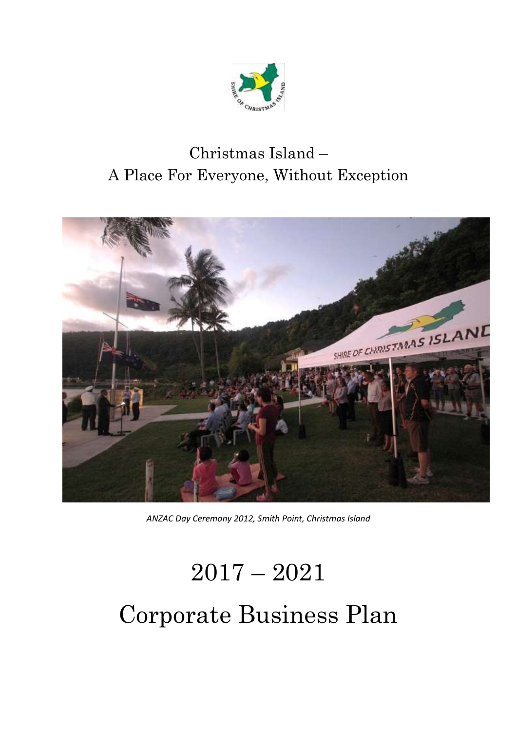Christmas Island –
A Place For Everyone, Without Exception

*ANZAC Day Ceremony 2012, Smith Point, Christmas Island*

# 2017 – 2021

# Corporate Business Plan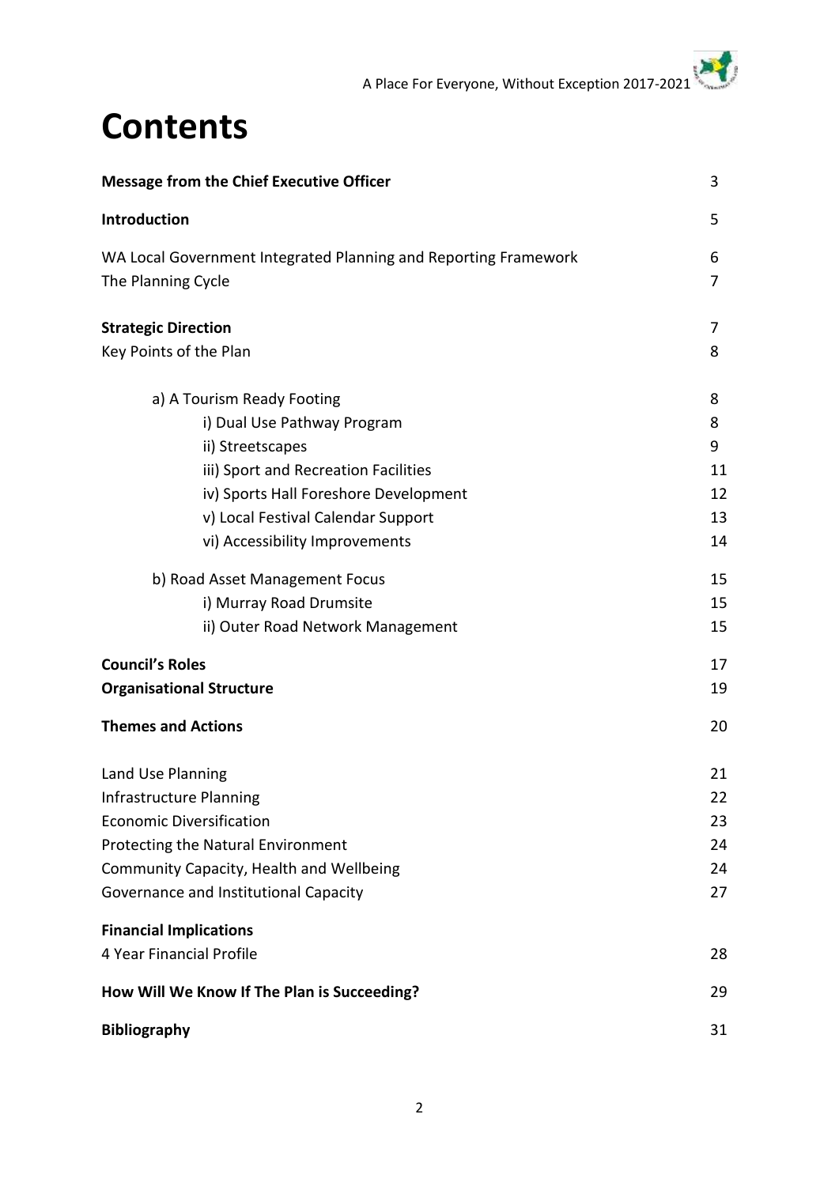# Contents

| | |
|---|---|
| **Message from the Chief Executive Officer** | 3 |
| **Introduction** | 5 |
| WA Local Government Integrated Planning and Reporting Framework | 6 |
| The Planning Cycle | 7 |
| **Strategic Direction** | 7 |
| Key Points of the Plan | 8 |
| a) A Tourism Ready Footing | 8 |
| i) Dual Use Pathway Program | 8 |
| ii) Streetscapes | 9 |
| iii) Sport and Recreation Facilities | 11 |
| iv) Sports Hall Foreshore Development | 12 |
| v) Local Festival Calendar Support | 13 |
| vi) Accessibility Improvements | 14 |
| b) Road Asset Management Focus | 15 |
| i) Murray Road Drumsite | 15 |
| ii) Outer Road Network Management | 15 |
| **Council's Roles** | 17 |
| **Organisational Structure** | 19 |
| **Themes and Actions** | 20 |
| Land Use Planning | 21 |
| Infrastructure Planning | 22 |
| Economic Diversification | 23 |
| Protecting the Natural Environment | 24 |
| Community Capacity, Health and Wellbeing | 24 |
| Governance and Institutional Capacity | 27 |
| **Financial Implications** | |
| 4 Year Financial Profile | 28 |
| **How Will We Know If The Plan is Succeeding?** | 29 |
| **Bibliography** | 31 |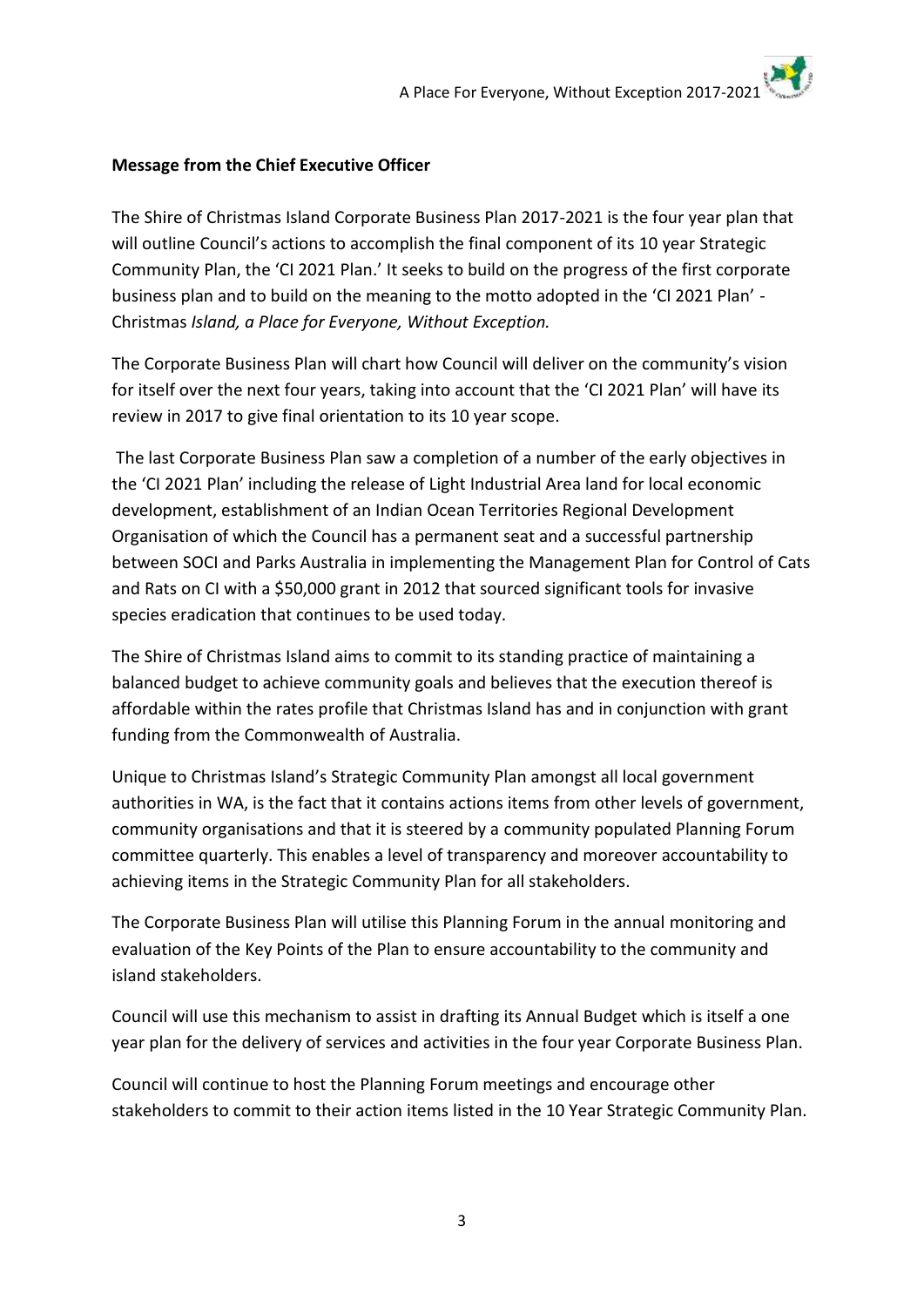**Message from the Chief Executive Officer**

The Shire of Christmas Island Corporate Business Plan 2017-2021 is the four year plan that will outline Council's actions to accomplish the final component of its 10 year Strategic Community Plan, the 'CI 2021 Plan.' It seeks to build on the progress of the first corporate business plan and to build on the meaning to the motto adopted in the 'CI 2021 Plan' - Christmas *Island, a Place for Everyone, Without Exception.*

The Corporate Business Plan will chart how Council will deliver on the community's vision for itself over the next four years, taking into account that the 'CI 2021 Plan' will have its review in 2017 to give final orientation to its 10 year scope.

The last Corporate Business Plan saw a completion of a number of the early objectives in the 'CI 2021 Plan' including the release of Light Industrial Area land for local economic development, establishment of an Indian Ocean Territories Regional Development Organisation of which the Council has a permanent seat and a successful partnership between SOCI and Parks Australia in implementing the Management Plan for Control of Cats and Rats on CI with a $50,000 grant in 2012 that sourced significant tools for invasive species eradication that continues to be used today.

The Shire of Christmas Island aims to commit to its standing practice of maintaining a balanced budget to achieve community goals and believes that the execution thereof is affordable within the rates profile that Christmas Island has and in conjunction with grant funding from the Commonwealth of Australia.

Unique to Christmas Island's Strategic Community Plan amongst all local government authorities in WA, is the fact that it contains actions items from other levels of government, community organisations and that it is steered by a community populated Planning Forum committee quarterly. This enables a level of transparency and moreover accountability to achieving items in the Strategic Community Plan for all stakeholders.

The Corporate Business Plan will utilise this Planning Forum in the annual monitoring and evaluation of the Key Points of the Plan to ensure accountability to the community and island stakeholders.

Council will use this mechanism to assist in drafting its Annual Budget which is itself a one year plan for the delivery of services and activities in the four year Corporate Business Plan.

Council will continue to host the Planning Forum meetings and encourage other stakeholders to commit to their action items listed in the 10 Year Strategic Community Plan.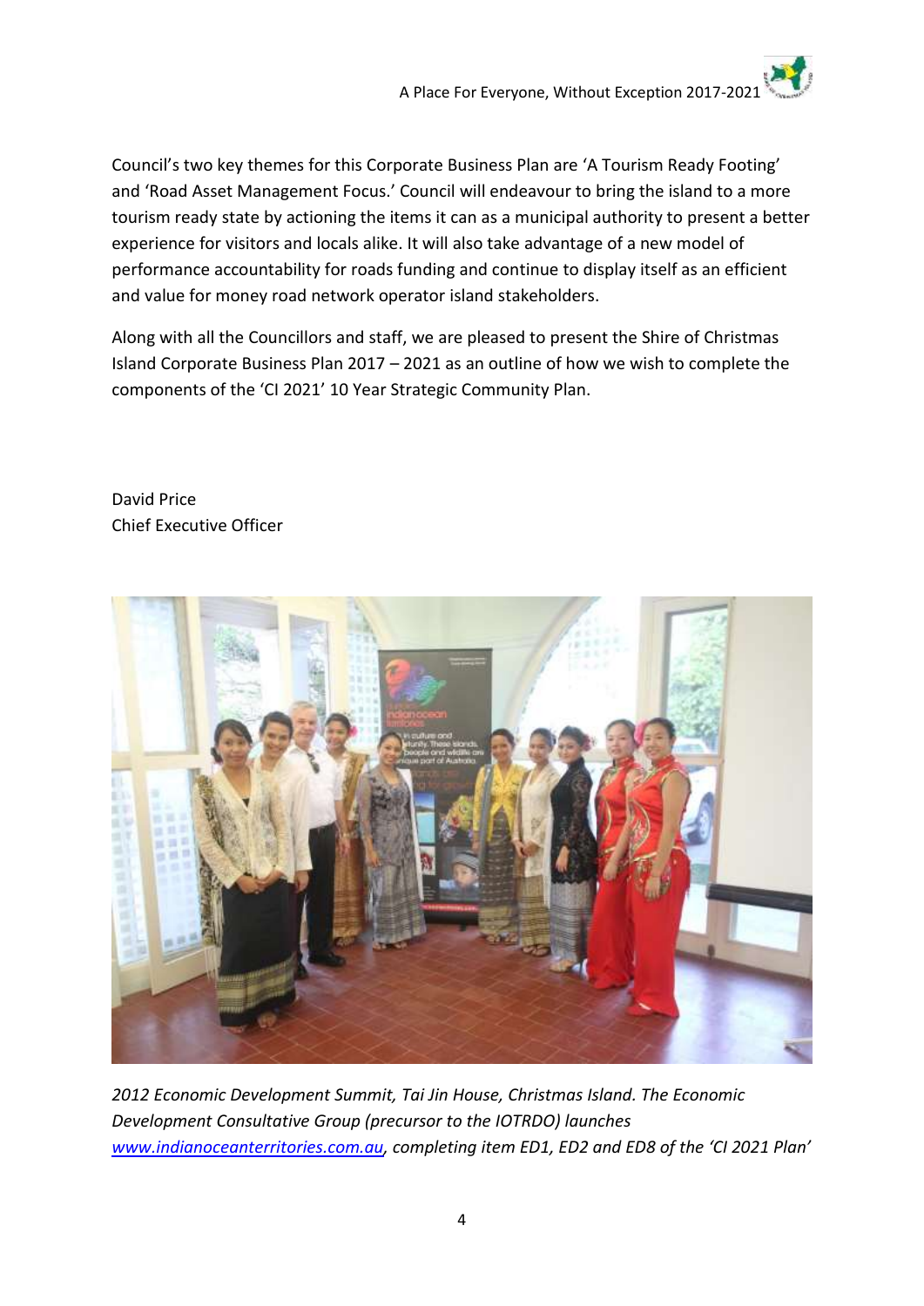Council's two key themes for this Corporate Business Plan are 'A Tourism Ready Footing' and 'Road Asset Management Focus.' Council will endeavour to bring the island to a more tourism ready state by actioning the items it can as a municipal authority to present a better experience for visitors and locals alike. It will also take advantage of a new model of performance accountability for roads funding and continue to display itself as an efficient and value for money road network operator island stakeholders.

Along with all the Councillors and staff, we are pleased to present the Shire of Christmas Island Corporate Business Plan 2017 – 2021 as an outline of how we wish to complete the components of the 'CI 2021' 10 Year Strategic Community Plan.

David Price
Chief Executive Officer

*2012 Economic Development Summit, Tai Jin House, Christmas Island. The Economic Development Consultative Group (precursor to the IOTRDO) launches [www.indianoceanterritories.com.au](http://www.indianoceanterritories.com.au), completing item ED1, ED2 and ED8 of the 'CI 2021 Plan'*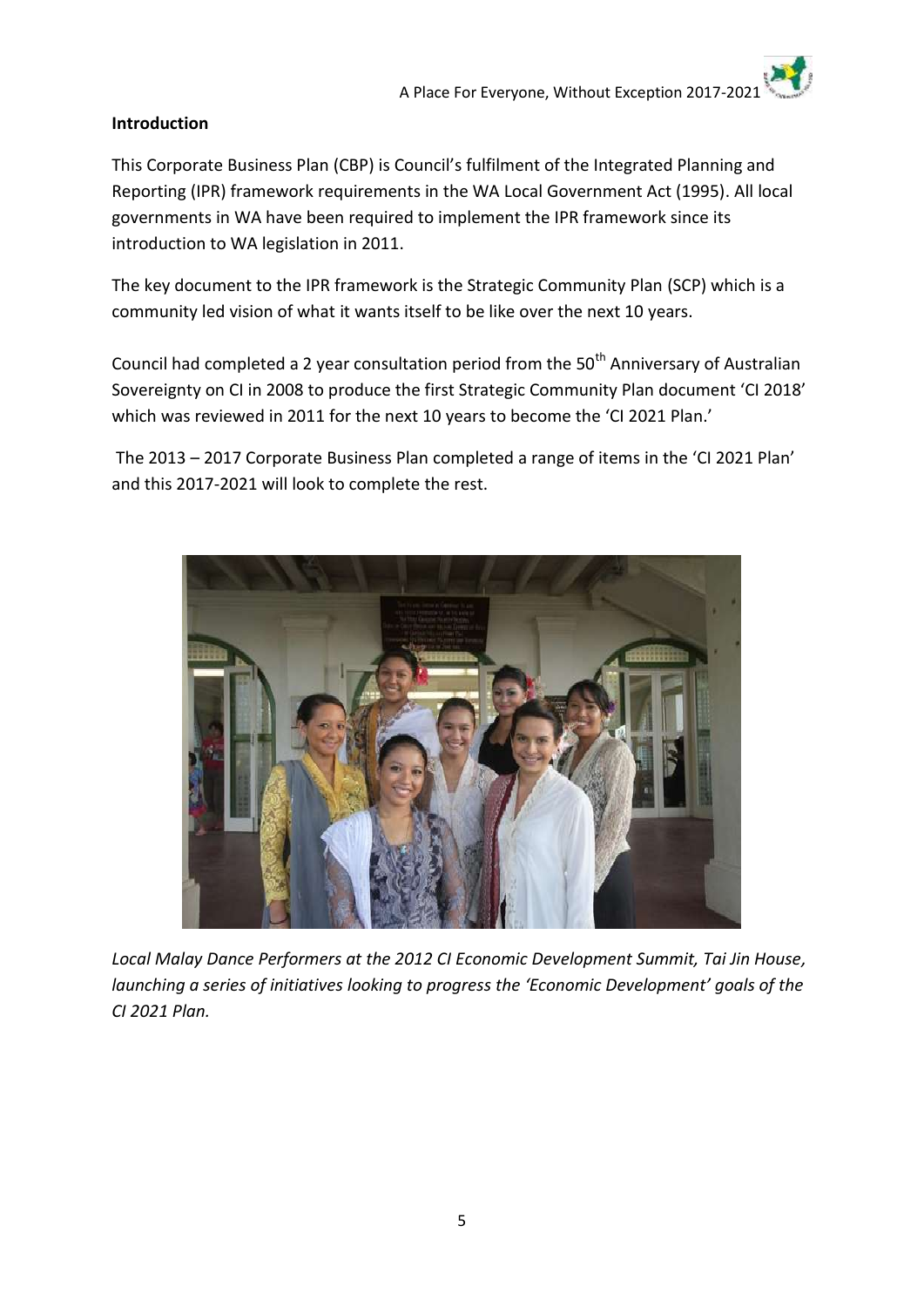## Introduction

This Corporate Business Plan (CBP) is Council's fulfilment of the Integrated Planning and Reporting (IPR) framework requirements in the WA Local Government Act (1995). All local governments in WA have been required to implement the IPR framework since its introduction to WA legislation in 2011.

The key document to the IPR framework is the Strategic Community Plan (SCP) which is a community led vision of what it wants itself to be like over the next 10 years.

Council had completed a 2 year consultation period from the 50th Anniversary of Australian Sovereignty on CI in 2008 to produce the first Strategic Community Plan document 'CI 2018' which was reviewed in 2011 for the next 10 years to become the 'CI 2021 Plan.'

The 2013 – 2017 Corporate Business Plan completed a range of items in the 'CI 2021 Plan' and this 2017-2021 will look to complete the rest.

*Local Malay Dance Performers at the 2012 CI Economic Development Summit, Tai Jin House, launching a series of initiatives looking to progress the 'Economic Development' goals of the CI 2021 Plan.*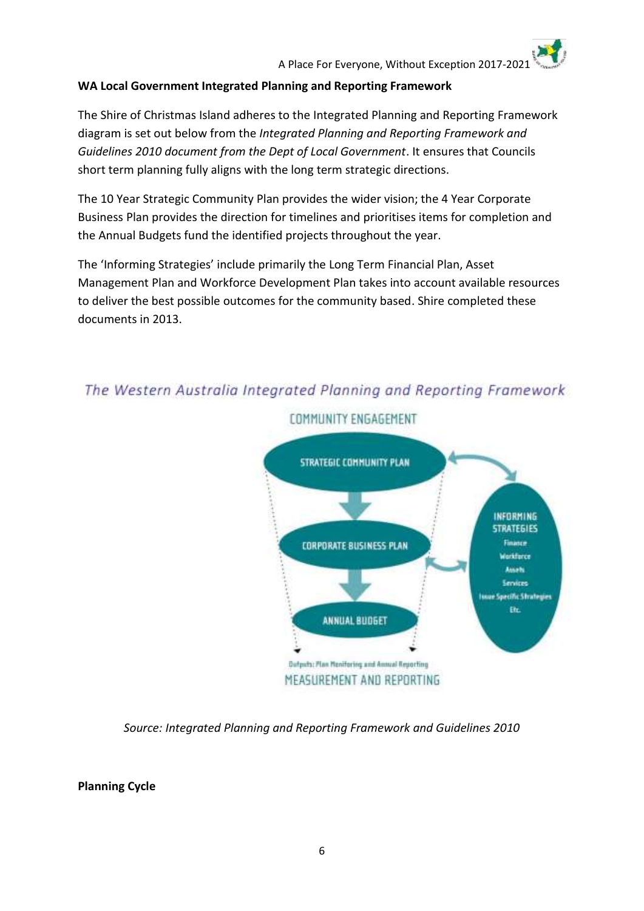**WA Local Government Integrated Planning and Reporting Framework**

The Shire of Christmas Island adheres to the Integrated Planning and Reporting Framework diagram is set out below from the *Integrated Planning and Reporting Framework and Guidelines 2010 document from the Dept of Local Government*. It ensures that Councils short term planning fully aligns with the long term strategic directions.

The 10 Year Strategic Community Plan provides the wider vision; the 4 Year Corporate Business Plan provides the direction for timelines and prioritises items for completion and the Annual Budgets fund the identified projects throughout the year.

The 'Informing Strategies' include primarily the Long Term Financial Plan, Asset Management Plan and Workforce Development Plan takes into account available resources to deliver the best possible outcomes for the community based. Shire completed these documents in 2013.

*The Western Australia Integrated Planning and Reporting Framework*

COMMUNITY ENGAGEMENT

STRATEGIC COMMUNITY PLAN

CORPORATE BUSINESS PLAN

ANNUAL BUDGET

INFORMING STRATEGIES
- Finance
- Workforce
- Assets
- Services
- Issue Specific Strategies
- Etc.

Outputs: Plan Monitoring and Annual Reporting

MEASUREMENT AND REPORTING

*Source: Integrated Planning and Reporting Framework and Guidelines 2010*

**Planning Cycle**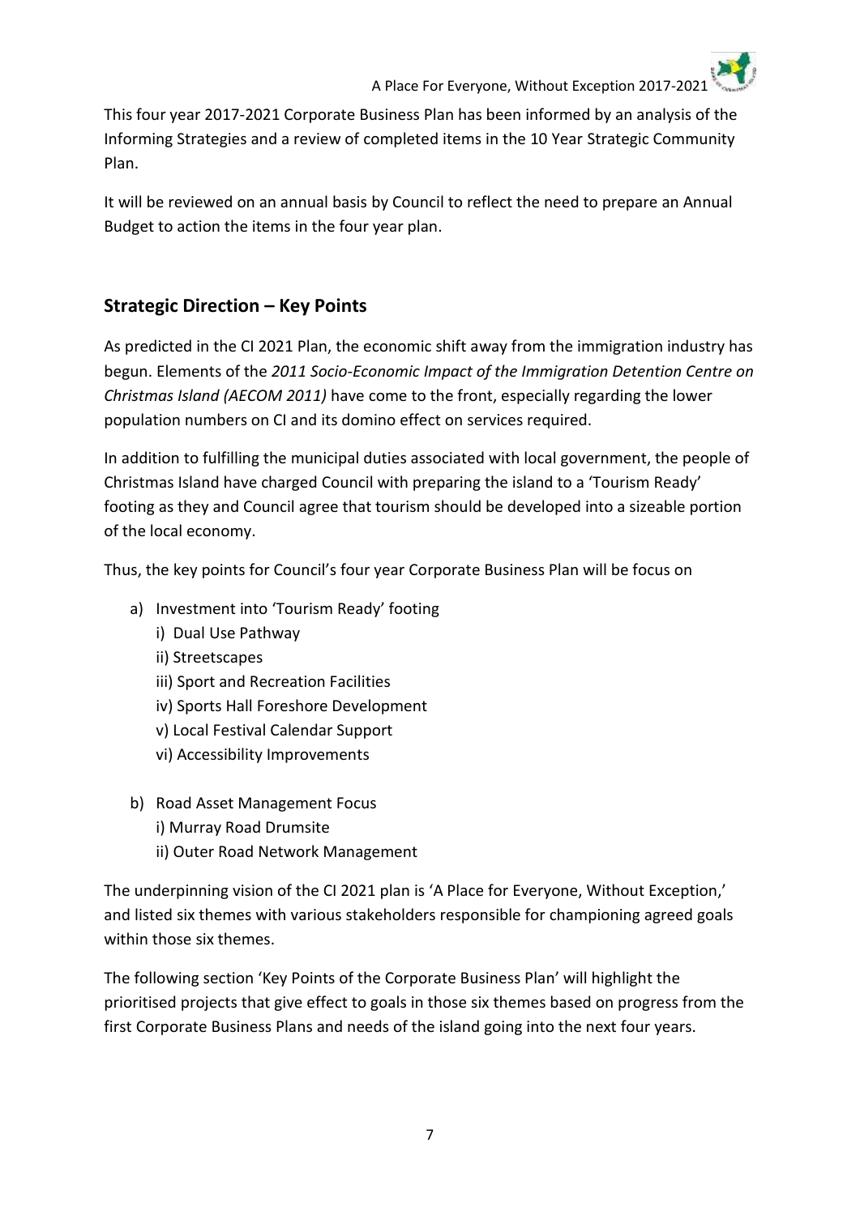This four year 2017-2021 Corporate Business Plan has been informed by an analysis of the Informing Strategies and a review of completed items in the 10 Year Strategic Community Plan.

It will be reviewed on an annual basis by Council to reflect the need to prepare an Annual Budget to action the items in the four year plan.

## Strategic Direction – Key Points

As predicted in the CI 2021 Plan, the economic shift away from the immigration industry has begun. Elements of the *2011 Socio-Economic Impact of the Immigration Detention Centre on Christmas Island (AECOM 2011)* have come to the front, especially regarding the lower population numbers on CI and its domino effect on services required.

In addition to fulfilling the municipal duties associated with local government, the people of Christmas Island have charged Council with preparing the island to a 'Tourism Ready' footing as they and Council agree that tourism should be developed into a sizeable portion of the local economy.

Thus, the key points for Council's four year Corporate Business Plan will be focus on

a) Investment into 'Tourism Ready' footing
   i) Dual Use Pathway
   ii) Streetscapes
   iii) Sport and Recreation Facilities
   iv) Sports Hall Foreshore Development
   v) Local Festival Calendar Support
   vi) Accessibility Improvements

b) Road Asset Management Focus
   i) Murray Road Drumsite
   ii) Outer Road Network Management

The underpinning vision of the CI 2021 plan is 'A Place for Everyone, Without Exception,' and listed six themes with various stakeholders responsible for championing agreed goals within those six themes.

The following section 'Key Points of the Corporate Business Plan' will highlight the prioritised projects that give effect to goals in those six themes based on progress from the first Corporate Business Plans and needs of the island going into the next four years.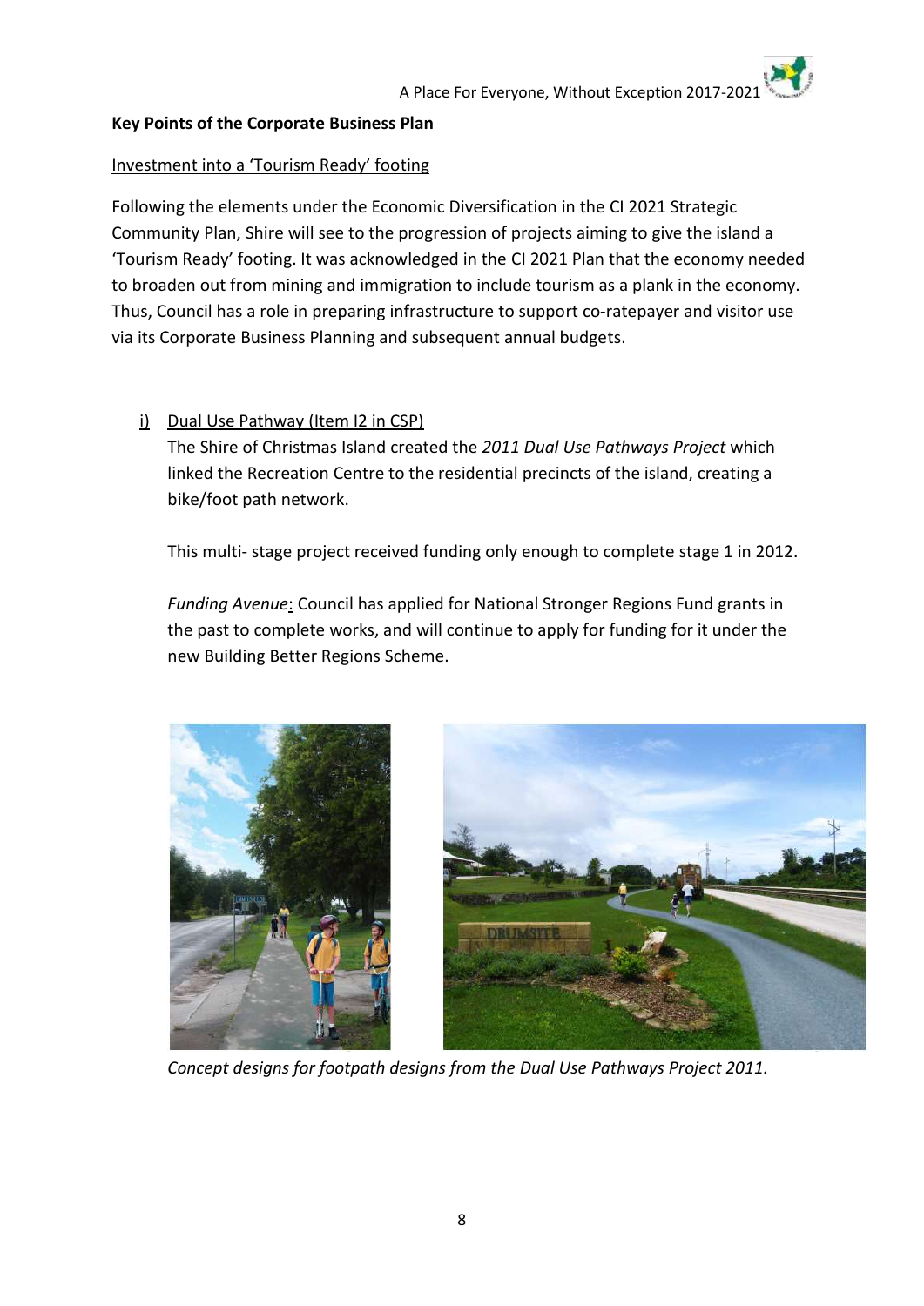**Key Points of the Corporate Business Plan**

Investment into a 'Tourism Ready' footing

Following the elements under the Economic Diversification in the CI 2021 Strategic Community Plan, Shire will see to the progression of projects aiming to give the island a 'Tourism Ready' footing. It was acknowledged in the CI 2021 Plan that the economy needed to broaden out from mining and immigration to include tourism as a plank in the economy. Thus, Council has a role in preparing infrastructure to support co-ratepayer and visitor use via its Corporate Business Planning and subsequent annual budgets.

i) Dual Use Pathway (Item I2 in CSP)

The Shire of Christmas Island created the *2011 Dual Use Pathways Project* which linked the Recreation Centre to the residential precincts of the island, creating a bike/foot path network.

This multi- stage project received funding only enough to complete stage 1 in 2012.

*Funding Avenue*: Council has applied for National Stronger Regions Fund grants in the past to complete works, and will continue to apply for funding for it under the new Building Better Regions Scheme.

*Concept designs for footpath designs from the Dual Use Pathways Project 2011.*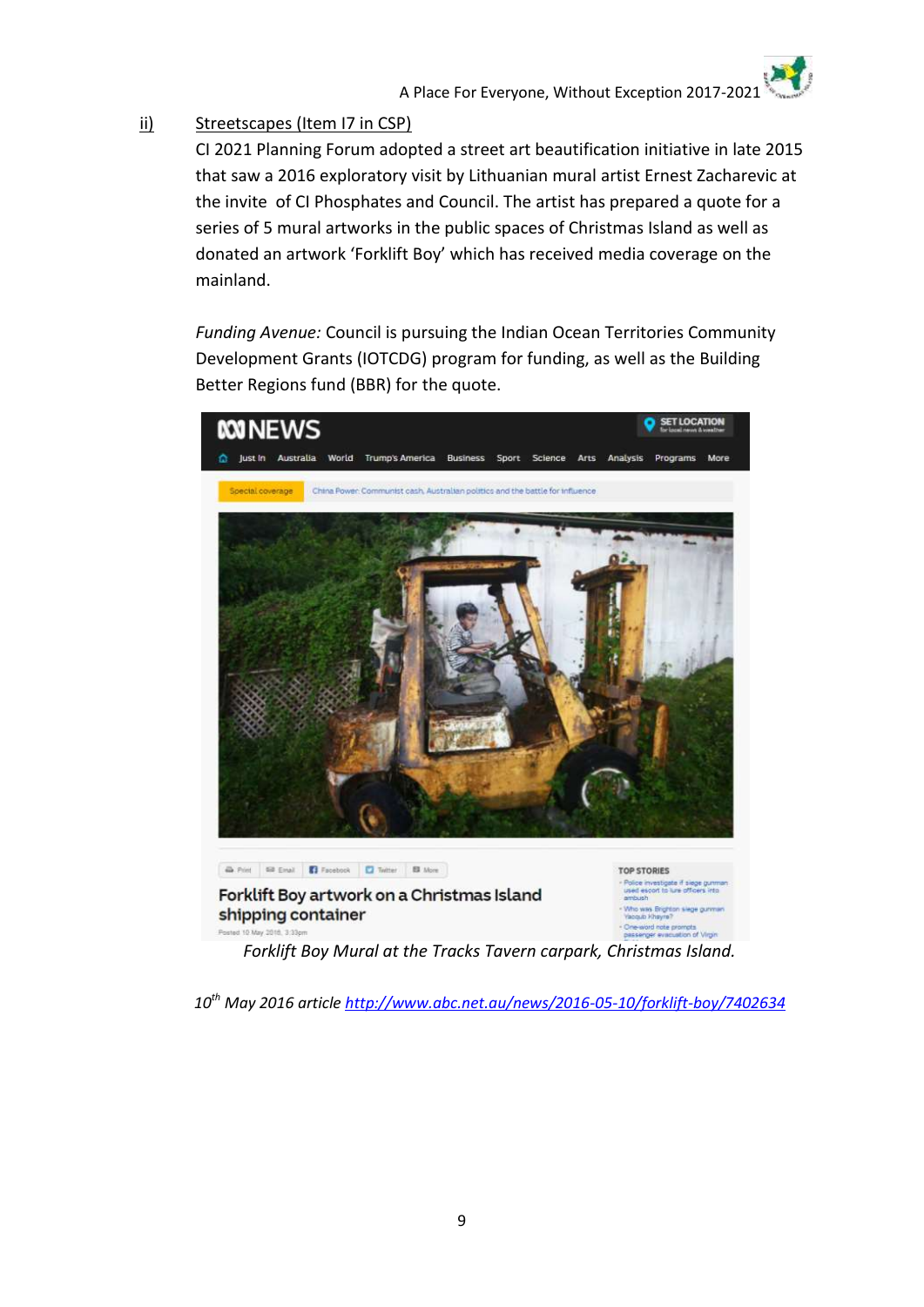ii) Streetscapes (Item I7 in CSP)

CI 2021 Planning Forum adopted a street art beautification initiative in late 2015 that saw a 2016 exploratory visit by Lithuanian mural artist Ernest Zacharevic at the invite of CI Phosphates and Council. The artist has prepared a quote for a series of 5 mural artworks in the public spaces of Christmas Island as well as donated an artwork 'Forklift Boy' which has received media coverage on the mainland.

*Funding Avenue:* Council is pursuing the Indian Ocean Territories Community Development Grants (IOTCDG) program for funding, as well as the Building Better Regions fund (BBR) for the quote.

*Forklift Boy Mural at the Tracks Tavern carpark, Christmas Island.*

*10th May 2016 article* http://www.abc.net.au/news/2016-05-10/forklift-boy/7402634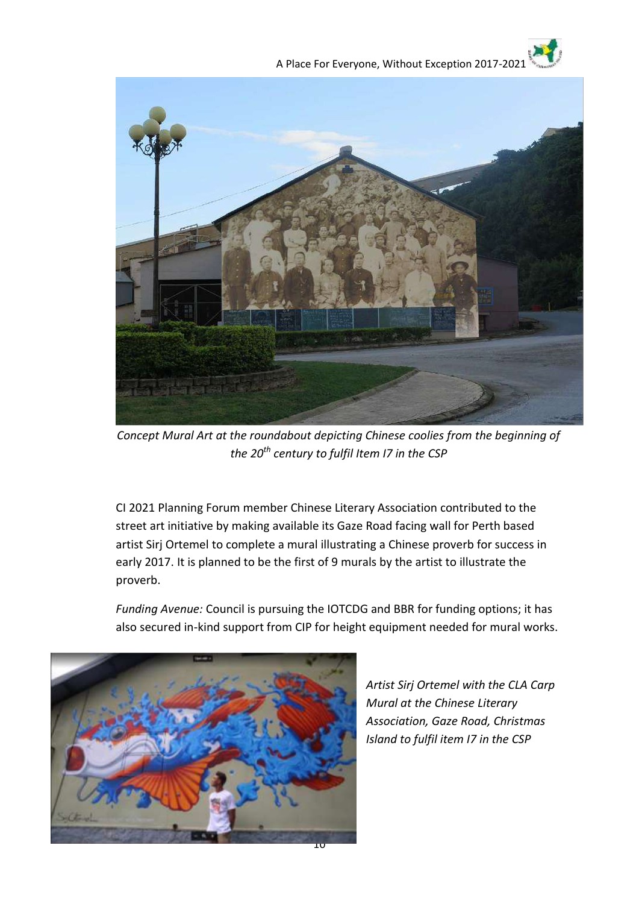*Concept Mural Art at the roundabout depicting Chinese coolies from the beginning of the 20th century to fulfil Item I7 in the CSP*

CI 2021 Planning Forum member Chinese Literary Association contributed to the street art initiative by making available its Gaze Road facing wall for Perth based artist Sirj Ortemel to complete a mural illustrating a Chinese proverb for success in early 2017. It is planned to be the first of 9 murals by the artist to illustrate the proverb.

*Funding Avenue:* Council is pursuing the IOTCDG and BBR for funding options; it has also secured in-kind support from CIP for height equipment needed for mural works.

*Artist Sirj Ortemel with the CLA Carp Mural at the Chinese Literary Association, Gaze Road, Christmas Island to fulfil item I7 in the CSP*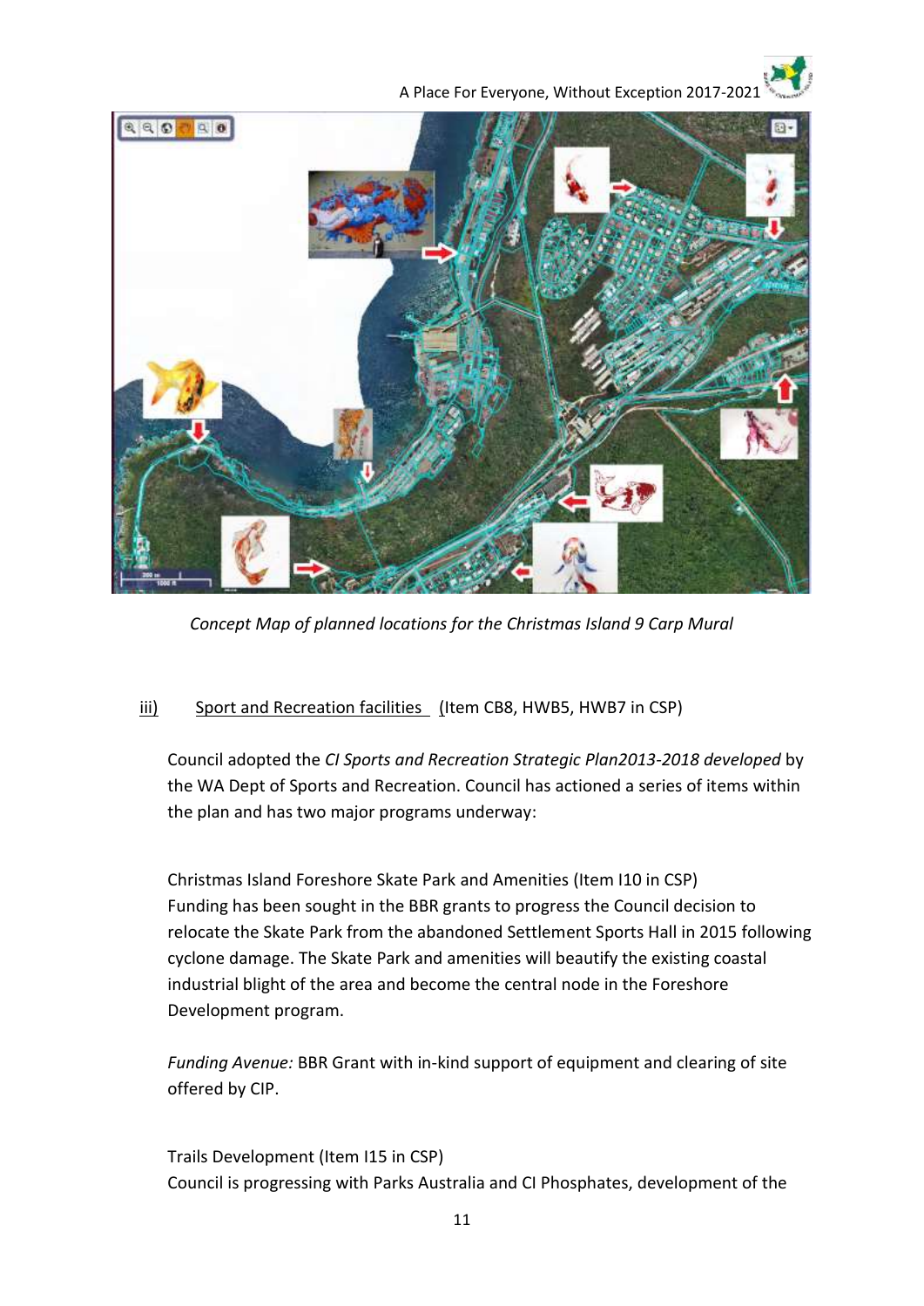*Concept Map of planned locations for the Christmas Island 9 Carp Mural*

iii) Sport and Recreation facilities (Item CB8, HWB5, HWB7 in CSP)

Council adopted the *CI Sports and Recreation Strategic Plan2013-2018 developed* by the WA Dept of Sports and Recreation. Council has actioned a series of items within the plan and has two major programs underway:

Christmas Island Foreshore Skate Park and Amenities (Item I10 in CSP)
Funding has been sought in the BBR grants to progress the Council decision to relocate the Skate Park from the abandoned Settlement Sports Hall in 2015 following cyclone damage. The Skate Park and amenities will beautify the existing coastal industrial blight of the area and become the central node in the Foreshore Development program.

*Funding Avenue:* BBR Grant with in-kind support of equipment and clearing of site offered by CIP.

Trails Development (Item I15 in CSP)
Council is progressing with Parks Australia and CI Phosphates, development of the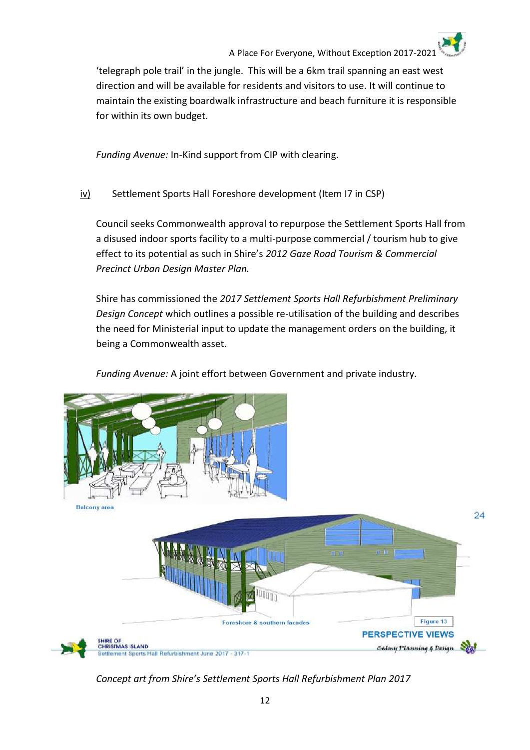'telegraph pole trail' in the jungle. This will be a 6km trail spanning an east west direction and will be available for residents and visitors to use. It will continue to maintain the existing boardwalk infrastructure and beach furniture it is responsible for within its own budget.

*Funding Avenue:* In-Kind support from CIP with clearing.

iv) Settlement Sports Hall Foreshore development (Item I7 in CSP)

Council seeks Commonwealth approval to repurpose the Settlement Sports Hall from a disused indoor sports facility to a multi-purpose commercial / tourism hub to give effect to its potential as such in Shire's *2012 Gaze Road Tourism & Commercial Precinct Urban Design Master Plan.*

Shire has commissioned the *2017 Settlement Sports Hall Refurbishment Preliminary Design Concept* which outlines a possible re-utilisation of the building and describes the need for Ministerial input to update the management orders on the building, it being a Commonwealth asset.

*Funding Avenue:* A joint effort between Government and private industry.

*Concept art from Shire's Settlement Sports Hall Refurbishment Plan 2017*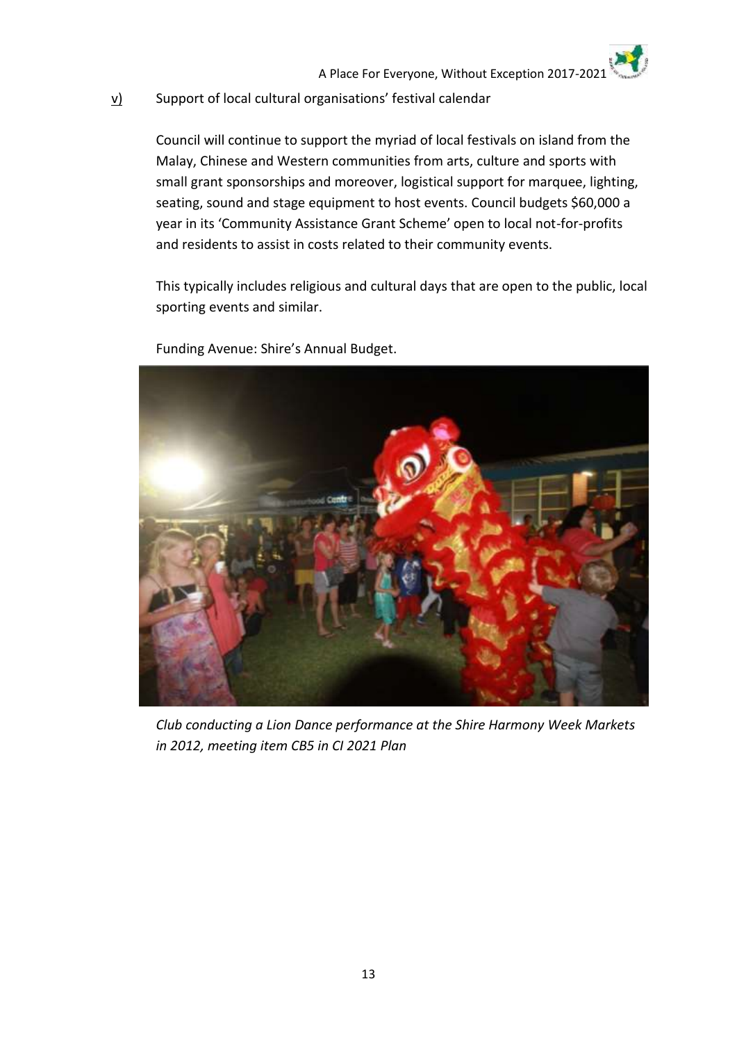v) Support of local cultural organisations' festival calendar

Council will continue to support the myriad of local festivals on island from the Malay, Chinese and Western communities from arts, culture and sports with small grant sponsorships and moreover, logistical support for marquee, lighting, seating, sound and stage equipment to host events. Council budgets $60,000 a year in its 'Community Assistance Grant Scheme' open to local not-for-profits and residents to assist in costs related to their community events.

This typically includes religious and cultural days that are open to the public, local sporting events and similar.

Funding Avenue: Shire's Annual Budget.

*Club conducting a Lion Dance performance at the Shire Harmony Week Markets in 2012, meeting item CB5 in CI 2021 Plan*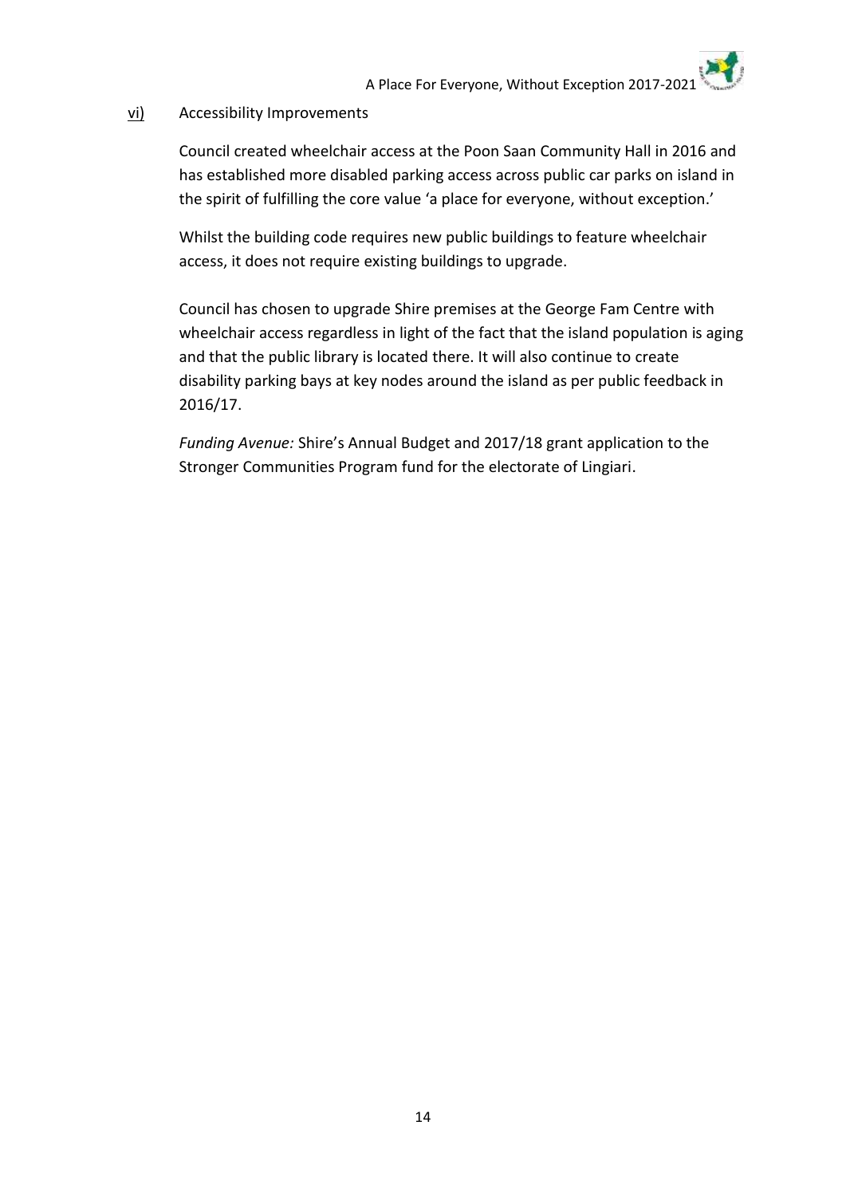<u>vi)</u> Accessibility Improvements

Council created wheelchair access at the Poon Saan Community Hall in 2016 and has established more disabled parking access across public car parks on island in the spirit of fulfilling the core value 'a place for everyone, without exception.'

Whilst the building code requires new public buildings to feature wheelchair access, it does not require existing buildings to upgrade.

Council has chosen to upgrade Shire premises at the George Fam Centre with wheelchair access regardless in light of the fact that the island population is aging and that the public library is located there. It will also continue to create disability parking bays at key nodes around the island as per public feedback in 2016/17.

*Funding Avenue:* Shire's Annual Budget and 2017/18 grant application to the Stronger Communities Program fund for the electorate of Lingiari.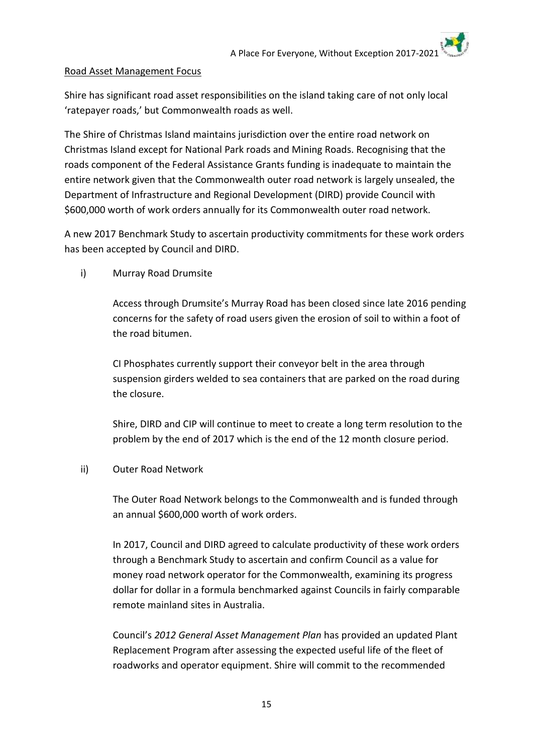Road Asset Management Focus

Shire has significant road asset responsibilities on the island taking care of not only local 'ratepayer roads,' but Commonwealth roads as well.

The Shire of Christmas Island maintains jurisdiction over the entire road network on Christmas Island except for National Park roads and Mining Roads. Recognising that the roads component of the Federal Assistance Grants funding is inadequate to maintain the entire network given that the Commonwealth outer road network is largely unsealed, the Department of Infrastructure and Regional Development (DIRD) provide Council with $600,000 worth of work orders annually for its Commonwealth outer road network.

A new 2017 Benchmark Study to ascertain productivity commitments for these work orders has been accepted by Council and DIRD.

i) Murray Road Drumsite

Access through Drumsite's Murray Road has been closed since late 2016 pending concerns for the safety of road users given the erosion of soil to within a foot of the road bitumen.

CI Phosphates currently support their conveyor belt in the area through suspension girders welded to sea containers that are parked on the road during the closure.

Shire, DIRD and CIP will continue to meet to create a long term resolution to the problem by the end of 2017 which is the end of the 12 month closure period.

ii) Outer Road Network

The Outer Road Network belongs to the Commonwealth and is funded through an annual $600,000 worth of work orders.

In 2017, Council and DIRD agreed to calculate productivity of these work orders through a Benchmark Study to ascertain and confirm Council as a value for money road network operator for the Commonwealth, examining its progress dollar for dollar in a formula benchmarked against Councils in fairly comparable remote mainland sites in Australia.

Council's *2012 General Asset Management Plan* has provided an updated Plant Replacement Program after assessing the expected useful life of the fleet of roadworks and operator equipment. Shire will commit to the recommended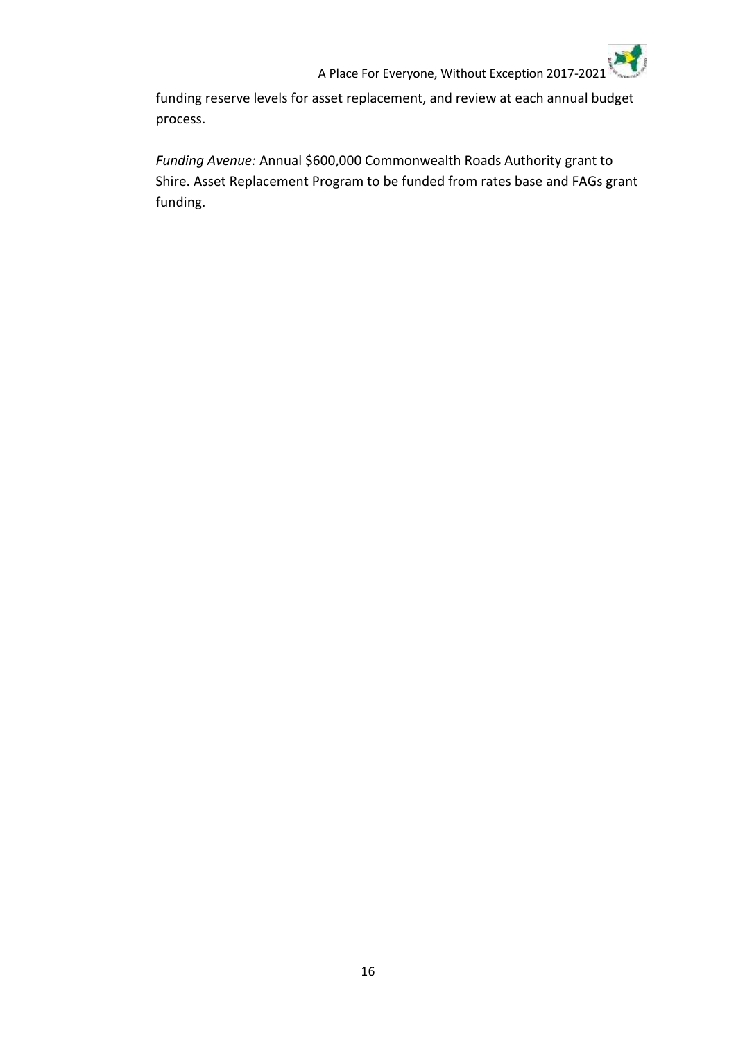funding reserve levels for asset replacement, and review at each annual budget process.

*Funding Avenue:* Annual $600,000 Commonwealth Roads Authority grant to Shire. Asset Replacement Program to be funded from rates base and FAGs grant funding.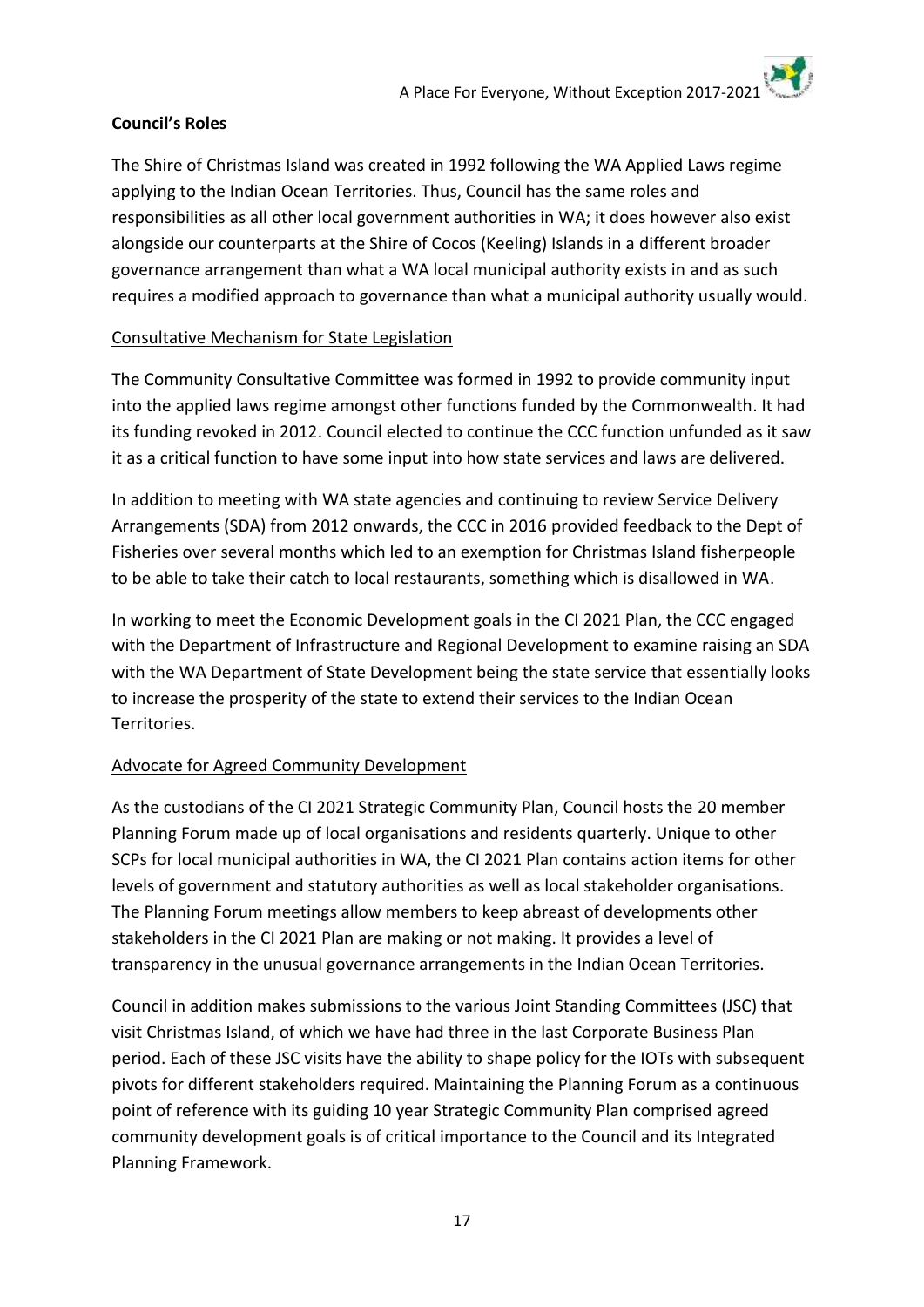**Council's Roles**

The Shire of Christmas Island was created in 1992 following the WA Applied Laws regime applying to the Indian Ocean Territories. Thus, Council has the same roles and responsibilities as all other local government authorities in WA; it does however also exist alongside our counterparts at the Shire of Cocos (Keeling) Islands in a different broader governance arrangement than what a WA local municipal authority exists in and as such requires a modified approach to governance than what a municipal authority usually would.

<u>Consultative Mechanism for State Legislation</u>

The Community Consultative Committee was formed in 1992 to provide community input into the applied laws regime amongst other functions funded by the Commonwealth. It had its funding revoked in 2012. Council elected to continue the CCC function unfunded as it saw it as a critical function to have some input into how state services and laws are delivered.

In addition to meeting with WA state agencies and continuing to review Service Delivery Arrangements (SDA) from 2012 onwards, the CCC in 2016 provided feedback to the Dept of Fisheries over several months which led to an exemption for Christmas Island fisherpeople to be able to take their catch to local restaurants, something which is disallowed in WA.

In working to meet the Economic Development goals in the CI 2021 Plan, the CCC engaged with the Department of Infrastructure and Regional Development to examine raising an SDA with the WA Department of State Development being the state service that essentially looks to increase the prosperity of the state to extend their services to the Indian Ocean Territories.

<u>Advocate for Agreed Community Development</u>

As the custodians of the CI 2021 Strategic Community Plan, Council hosts the 20 member Planning Forum made up of local organisations and residents quarterly. Unique to other SCPs for local municipal authorities in WA, the CI 2021 Plan contains action items for other levels of government and statutory authorities as well as local stakeholder organisations. The Planning Forum meetings allow members to keep abreast of developments other stakeholders in the CI 2021 Plan are making or not making. It provides a level of transparency in the unusual governance arrangements in the Indian Ocean Territories.

Council in addition makes submissions to the various Joint Standing Committees (JSC) that visit Christmas Island, of which we have had three in the last Corporate Business Plan period. Each of these JSC visits have the ability to shape policy for the IOTs with subsequent pivots for different stakeholders required. Maintaining the Planning Forum as a continuous point of reference with its guiding 10 year Strategic Community Plan comprised agreed community development goals is of critical importance to the Council and its Integrated Planning Framework.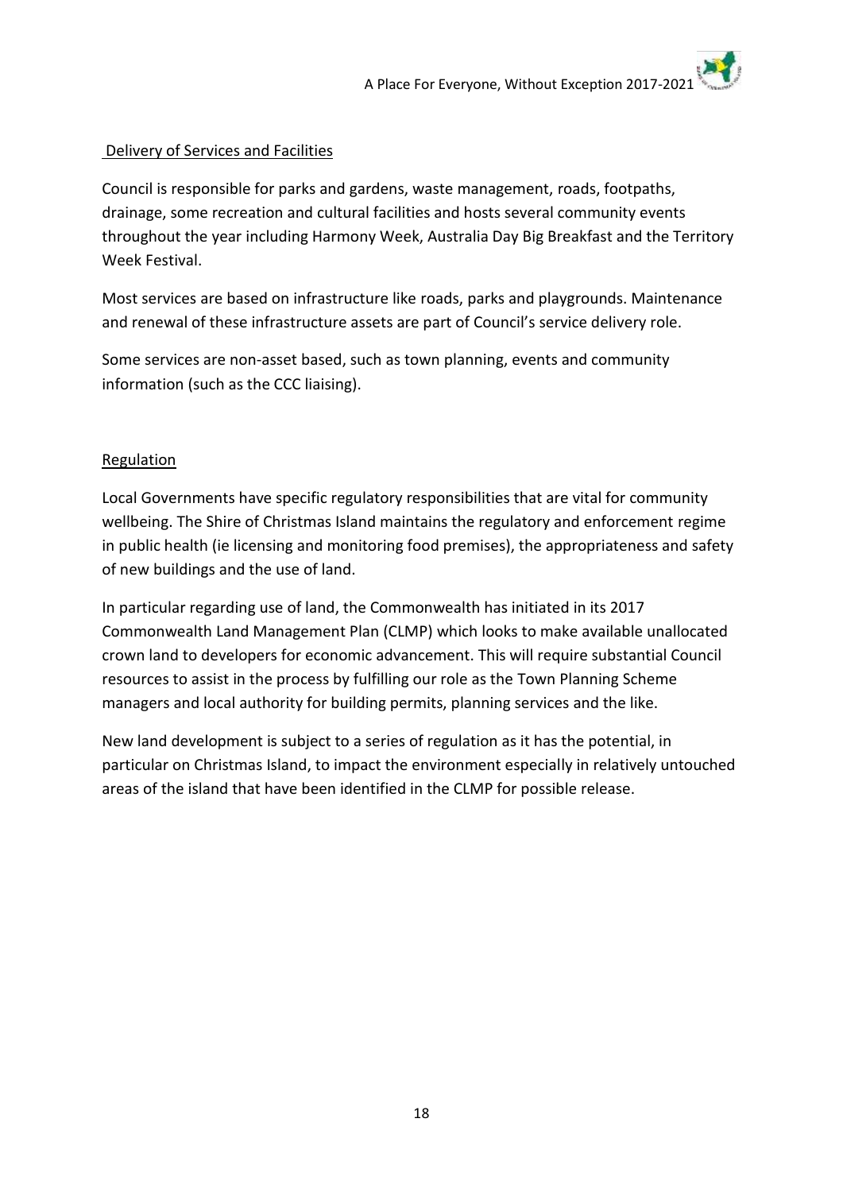## Delivery of Services and Facilities

Council is responsible for parks and gardens, waste management, roads, footpaths, drainage, some recreation and cultural facilities and hosts several community events throughout the year including Harmony Week, Australia Day Big Breakfast and the Territory Week Festival.

Most services are based on infrastructure like roads, parks and playgrounds. Maintenance and renewal of these infrastructure assets are part of Council's service delivery role.

Some services are non-asset based, such as town planning, events and community information (such as the CCC liaising).

## Regulation

Local Governments have specific regulatory responsibilities that are vital for community wellbeing. The Shire of Christmas Island maintains the regulatory and enforcement regime in public health (ie licensing and monitoring food premises), the appropriateness and safety of new buildings and the use of land.

In particular regarding use of land, the Commonwealth has initiated in its 2017 Commonwealth Land Management Plan (CLMP) which looks to make available unallocated crown land to developers for economic advancement. This will require substantial Council resources to assist in the process by fulfilling our role as the Town Planning Scheme managers and local authority for building permits, planning services and the like.

New land development is subject to a series of regulation as it has the potential, in particular on Christmas Island, to impact the environment especially in relatively untouched areas of the island that have been identified in the CLMP for possible release.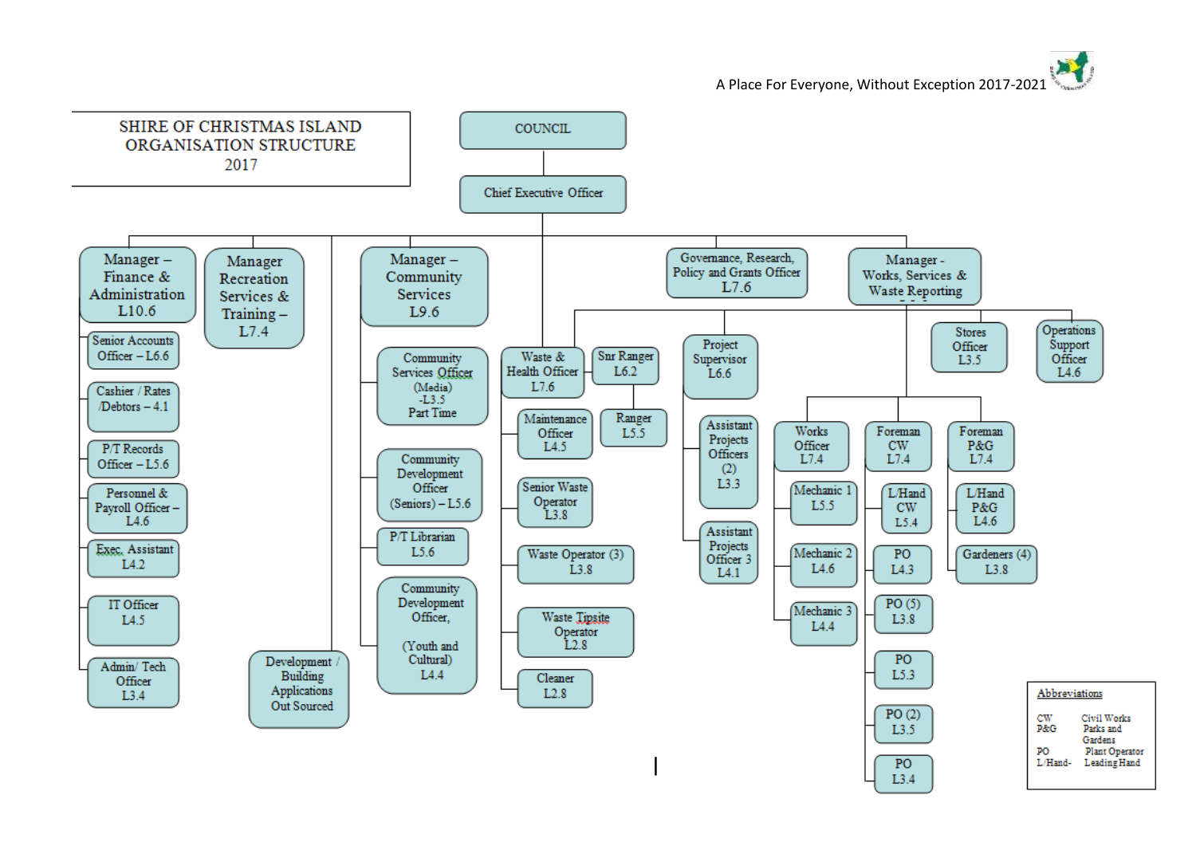# SHIRE OF CHRISTMAS ISLAND ORGANISATION STRUCTURE 2017

**COUNCIL**

- **Chief Executive Officer**
  - **Manager – Finance & Administration L10.6**
    - Senior Accounts Officer – L6.6
    - Cashier / Rates /Debtors – 4.1
    - P/T Records Officer – L5.6
    - Personnel & Payroll Officer – L4.6
    - Exec. Assistant L4.2
    - IT Officer L4.5
    - Admin/ Tech Officer L3.4
  - **Manager Recreation Services & Training – L7.4**
  - Development / Building Applications Out Sourced
  - **Manager – Community Services L9.6**
    - Community Services Officer (Media) -L3.5 Part Time
    - Community Development Officer (Seniors) – L5.6
    - P/T Librarian L5.6
    - Community Development Officer, (Youth and Cultural) L4.4
  - **Governance, Research, Policy and Grants Officer L7.6**
  - **Manager - Works, Services & Waste Reporting**
    - Waste & Health Officer L7.6
      - Maintenance Officer L4.5
      - Senior Waste Operator L3.8
      - Waste Operator (3) L3.8
      - Waste Tipsite Operator L2.8
      - Cleaner L2.8
    - Snr Ranger L6.2
      - Ranger L5.5
    - Project Supervisor L6.6
      - Assistant Projects Officers (2) L3.3
      - Assistant Projects Officer 3 L4.1
    - Works Officer L7.4
      - Mechanic 1 L5.5
      - Mechanic 2 L4.6
      - Mechanic 3 L4.4
    - Foreman CW L7.4
      - L/Hand CW L5.4
      - PO L4.3
      - PO (5) L3.8
      - PO L5.3
      - PO (2) L3.5
      - PO L3.4
    - Foreman P&G L7.4
      - L/Hand P&G L4.6
      - Gardeners (4) L3.8
    - Stores Officer L3.5
    - Operations Support Officer L4.6

**Abbreviations**

| | |
|---|---|
| CW | Civil Works |
| P&G | Parks and Gardens |
| PO | Plant Operator |
| L/Hand- | Leading Hand |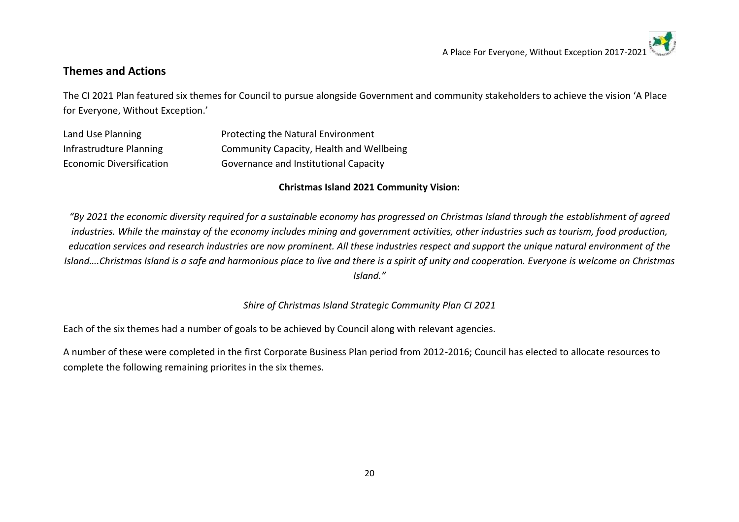## Themes and Actions

The CI 2021 Plan featured six themes for Council to pursue alongside Government and community stakeholders to achieve the vision 'A Place for Everyone, Without Exception.'

| | |
|---|---|
| Land Use Planning | Protecting the Natural Environment |
| Infrastrudture Planning | Community Capacity, Health and Wellbeing |
| Economic Diversification | Governance and Institutional Capacity |

**Christmas Island 2021 Community Vision:**

*"By 2021 the economic diversity required for a sustainable economy has progressed on Christmas Island through the establishment of agreed industries. While the mainstay of the economy includes mining and government activities, other industries such as tourism, food production, education services and research industries are now prominent. All these industries respect and support the unique natural environment of the Island….Christmas Island is a safe and harmonious place to live and there is a spirit of unity and cooperation. Everyone is welcome on Christmas Island."*

*Shire of Christmas Island Strategic Community Plan CI 2021*

Each of the six themes had a number of goals to be achieved by Council along with relevant agencies.

A number of these were completed in the first Corporate Business Plan period from 2012-2016; Council has elected to allocate resources to complete the following remaining priorites in the six themes.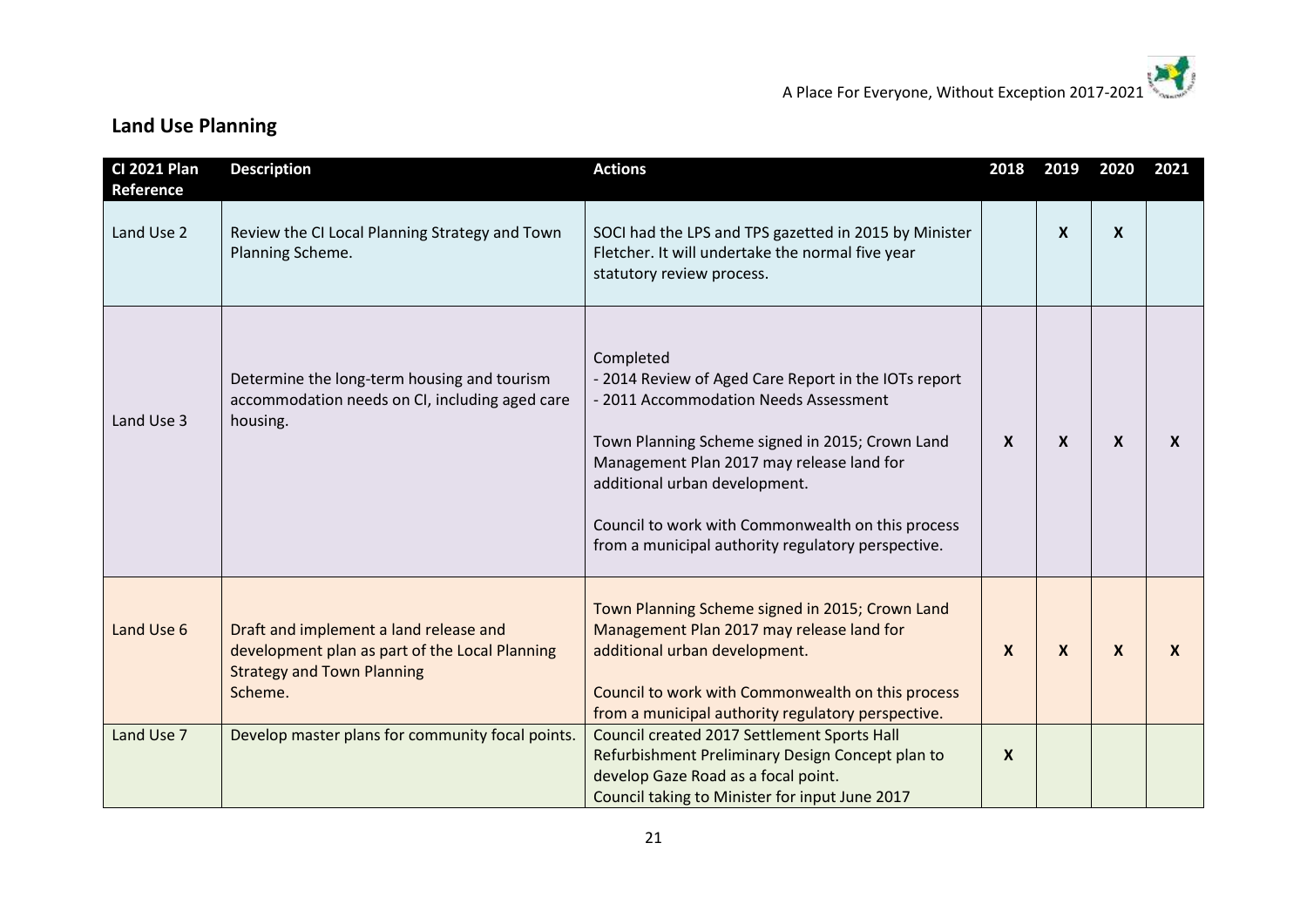## Land Use Planning

| CI 2021 Plan Reference | Description | Actions | 2018 | 2019 | 2020 | 2021 |
|---|---|---|---|---|---|---|
| Land Use 2 | Review the CI Local Planning Strategy and Town Planning Scheme. | SOCI had the LPS and TPS gazetted in 2015 by Minister Fletcher. It will undertake the normal five year statutory review process. | | X | X | |
| Land Use 3 | Determine the long-term housing and tourism accommodation needs on CI, including aged care housing. | Completed<br>- 2014 Review of Aged Care Report in the IOTs report<br>- 2011 Accommodation Needs Assessment<br><br>Town Planning Scheme signed in 2015; Crown Land Management Plan 2017 may release land for additional urban development.<br><br>Council to work with Commonwealth on this process from a municipal authority regulatory perspective. | X | X | X | X |
| Land Use 6 | Draft and implement a land release and development plan as part of the Local Planning Strategy and Town Planning Scheme. | Town Planning Scheme signed in 2015; Crown Land Management Plan 2017 may release land for additional urban development.<br><br>Council to work with Commonwealth on this process from a municipal authority regulatory perspective. | X | X | X | X |
| Land Use 7 | Develop master plans for community focal points. | Council created 2017 Settlement Sports Hall Refurbishment Preliminary Design Concept plan to develop Gaze Road as a focal point.<br>Council taking to Minister for input June 2017 | X | | | |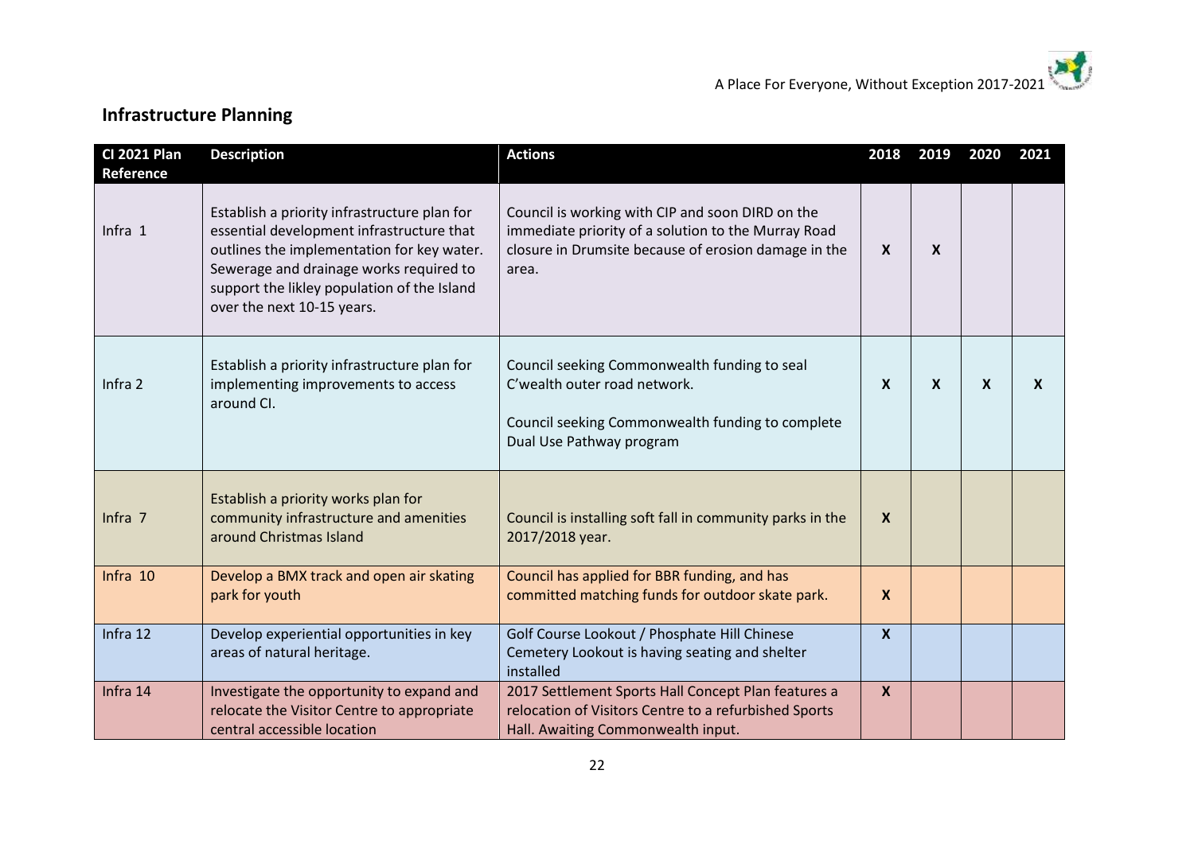## Infrastructure Planning

| CI 2021 Plan Reference | Description | Actions | 2018 | 2019 | 2020 | 2021 |
|---|---|---|---|---|---|---|
| Infra 1 | Establish a priority infrastructure plan for essential development infrastructure that outlines the implementation for key water. Sewerage and drainage works required to support the likley population of the Island over the next 10-15 years. | Council is working with CIP and soon DIRD on the immediate priority of a solution to the Murray Road closure in Drumsite because of erosion damage in the area. | X | X | | |
| Infra 2 | Establish a priority infrastructure plan for implementing improvements to access around CI. | Council seeking Commonwealth funding to seal C'wealth outer road network.<br><br>Council seeking Commonwealth funding to complete Dual Use Pathway program | X | X | X | X |
| Infra 7 | Establish a priority works plan for community infrastructure and amenities around Christmas Island | Council is installing soft fall in community parks in the 2017/2018 year. | X | | | |
| Infra 10 | Develop a BMX track and open air skating park for youth | Council has applied for BBR funding, and has committed matching funds for outdoor skate park. | X | | | |
| Infra 12 | Develop experiential opportunities in key areas of natural heritage. | Golf Course Lookout / Phosphate Hill Chinese Cemetery Lookout is having seating and shelter installed | X | | | |
| Infra 14 | Investigate the opportunity to expand and relocate the Visitor Centre to appropriate central accessible location | 2017 Settlement Sports Hall Concept Plan features a relocation of Visitors Centre to a refurbished Sports Hall. Awaiting Commonwealth input. | X | | | |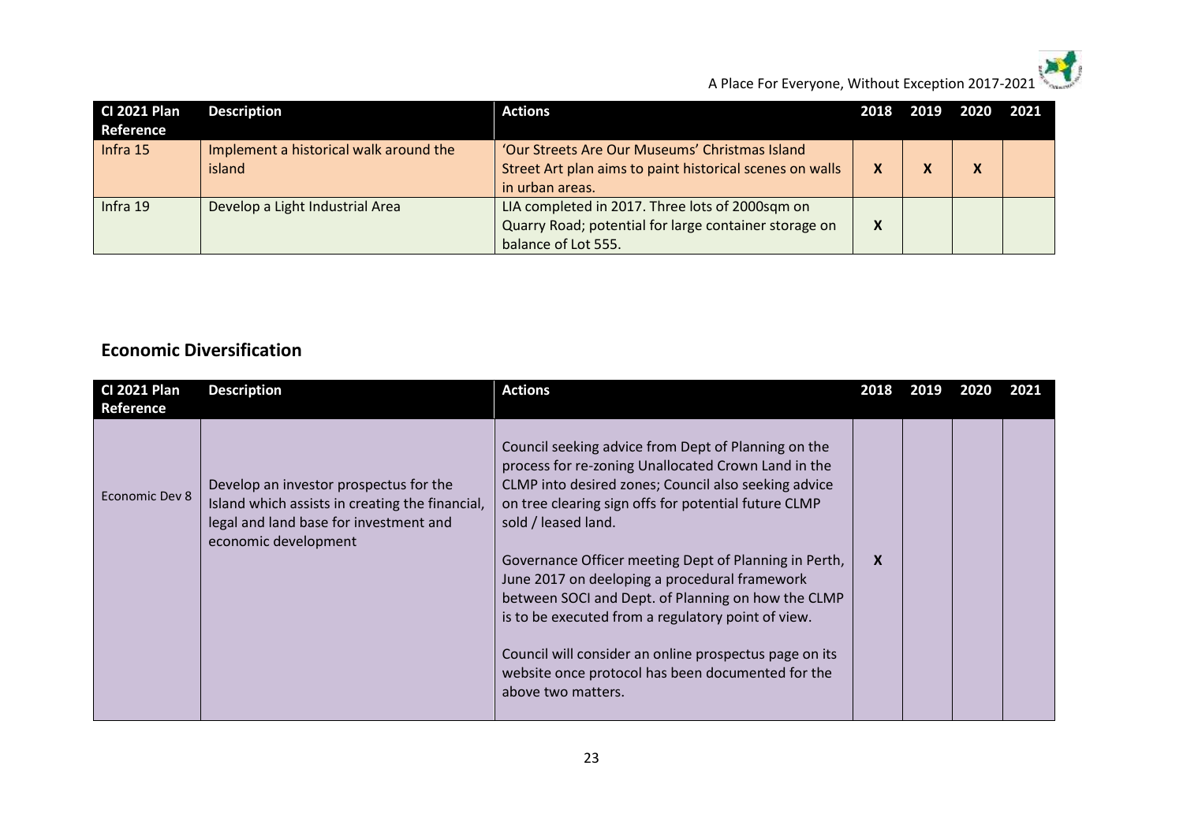| CI 2021 Plan Reference | Description | Actions | 2018 | 2019 | 2020 | 2021 |
|---|---|---|---|---|---|---|
| Infra 15 | Implement a historical walk around the island | 'Our Streets Are Our Museums' Christmas Island Street Art plan aims to paint historical scenes on walls in urban areas. | **X** | **X** | **X** | |
| Infra 19 | Develop a Light Industrial Area | LIA completed in 2017. Three lots of 2000sqm on Quarry Road; potential for large container storage on balance of Lot 555. | **X** | | | |

## Economic Diversification

| CI 2021 Plan Reference | Description | Actions | 2018 | 2019 | 2020 | 2021 |
|---|---|---|---|---|---|---|
| Economic Dev 8 | Develop an investor prospectus for the Island which assists in creating the financial, legal and land base for investment and economic development | Council seeking advice from Dept of Planning on the process for re-zoning Unallocated Crown Land in the CLMP into desired zones; Council also seeking advice on tree clearing sign offs for potential future CLMP sold / leased land. <br><br> Governance Officer meeting Dept of Planning in Perth, June 2017 on deeloping a procedural framework between SOCI and Dept. of Planning on how the CLMP is to be executed from a regulatory point of view. <br><br> Council will consider an online prospectus page on its website once protocol has been documented for the above two matters. | **X** | | | |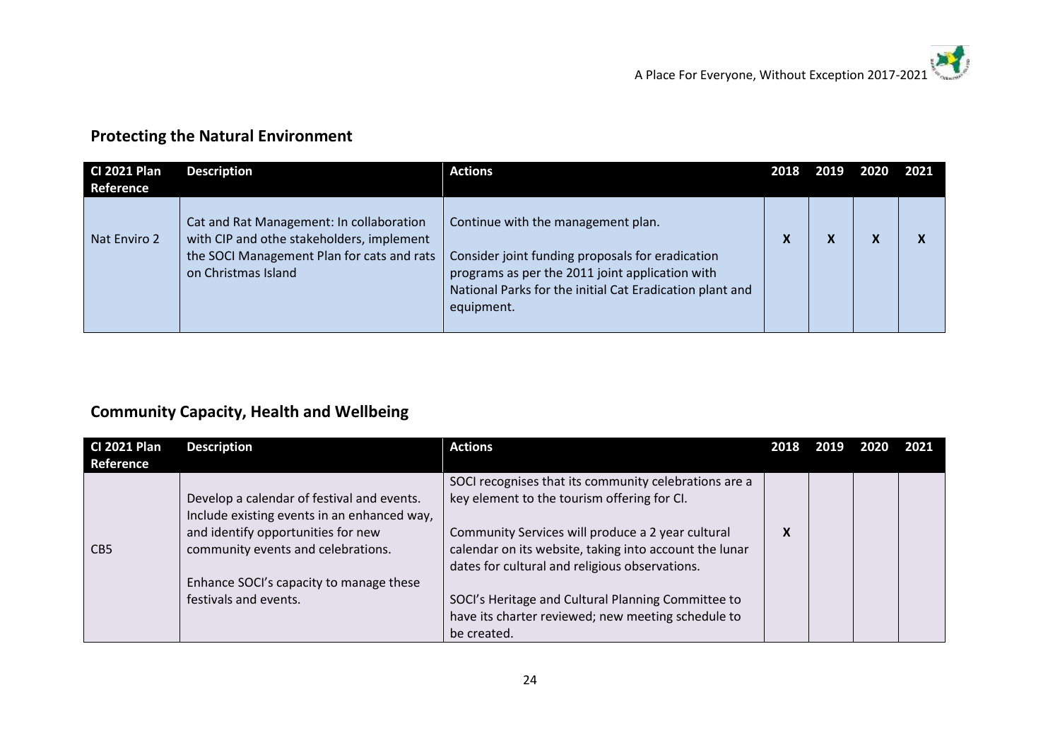## Protecting the Natural Environment

| CI 2021 Plan Reference | Description | Actions | 2018 | 2019 | 2020 | 2021 |
|---|---|---|---|---|---|---|
| Nat Enviro 2 | Cat and Rat Management: In collaboration with CIP and othe stakeholders, implement the SOCI Management Plan for cats and rats on Christmas Island | Continue with the management plan.<br><br>Consider joint funding proposals for eradication programs as per the 2011 joint application with National Parks for the initial Cat Eradication plant and equipment. | X | X | X | X |

## Community Capacity, Health and Wellbeing

| CI 2021 Plan Reference | Description | Actions | 2018 | 2019 | 2020 | 2021 |
|---|---|---|---|---|---|---|
| CB5 | Develop a calendar of festival and events. Include existing events in an enhanced way, and identify opportunities for new community events and celebrations.<br><br>Enhance SOCI's capacity to manage these festivals and events. | SOCI recognises that its community celebrations are a key element to the tourism offering for CI.<br><br>Community Services will produce a 2 year cultural calendar on its website, taking into account the lunar dates for cultural and religious observations.<br><br>SOCI's Heritage and Cultural Planning Committee to have its charter reviewed; new meeting schedule to be created. | X | | | |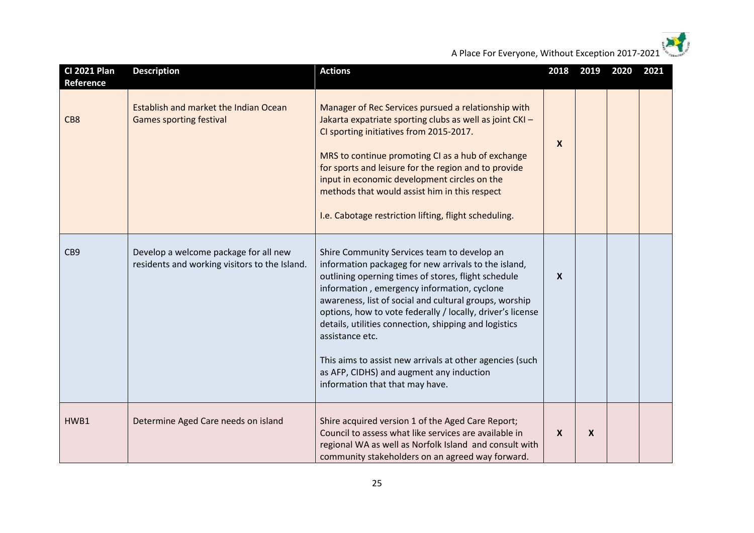| CI 2021 Plan Reference | Description | Actions | 2018 | 2019 | 2020 | 2021 |
|---|---|---|---|---|---|---|
| CB8 | Establish and market the Indian Ocean Games sporting festival | Manager of Rec Services pursued a relationship with Jakarta expatriate sporting clubs as well as joint CKI – CI sporting initiatives from 2015-2017.<br><br>MRS to continue promoting CI as a hub of exchange for sports and leisure for the region and to provide input in economic development circles on the methods that would assist him in this respect<br><br>I.e. Cabotage restriction lifting, flight scheduling. | X | | | |
| CB9 | Develop a welcome package for all new residents and working visitors to the Island. | Shire Community Services team to develop an information packageg for new arrivals to the island, outlining operning times of stores, flight schedule information , emergency information, cyclone awareness, list of social and cultural groups, worship options, how to vote federally / locally, driver's license details, utilities connection, shipping and logistics assistance etc.<br><br>This aims to assist new arrivals at other agencies (such as AFP, CIDHS) and augment any induction information that that may have. | X | | | |
| HWB1 | Determine Aged Care needs on island | Shire acquired version 1 of the Aged Care Report; Council to assess what like services are available in regional WA as well as Norfolk Island and consult with community stakeholders on an agreed way forward. | X | X | | |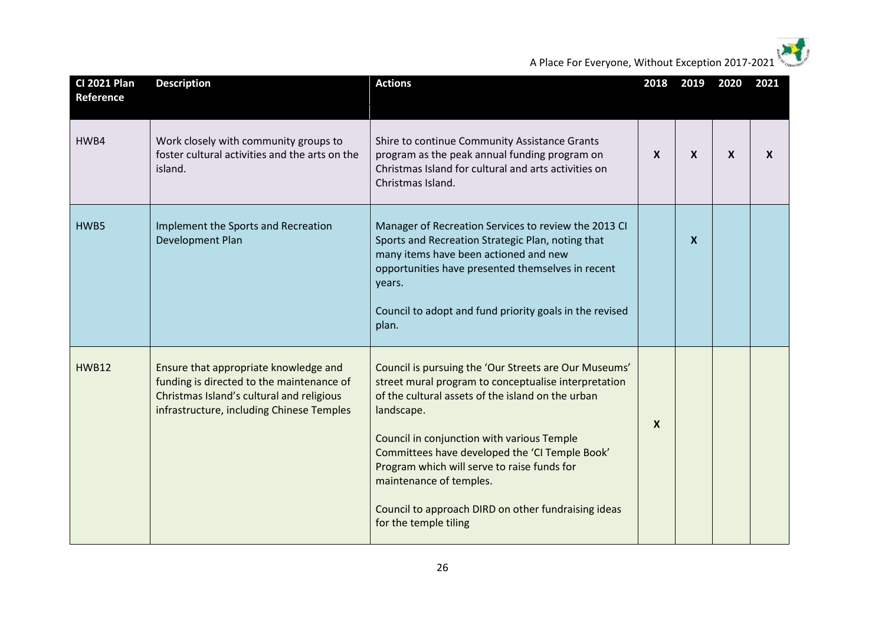| CI 2021 Plan Reference | Description | Actions | 2018 | 2019 | 2020 | 2021 |
|---|---|---|---|---|---|---|
| HWB4 | Work closely with community groups to foster cultural activities and the arts on the island. | Shire to continue Community Assistance Grants program as the peak annual funding program on Christmas Island for cultural and arts activities on Christmas Island. | X | X | X | X |
| HWB5 | Implement the Sports and Recreation Development Plan | Manager of Recreation Services to review the 2013 CI Sports and Recreation Strategic Plan, noting that many items have been actioned and new opportunities have presented themselves in recent years.<br><br>Council to adopt and fund priority goals in the revised plan. | | X | | |
| HWB12 | Ensure that appropriate knowledge and funding is directed to the maintenance of Christmas Island's cultural and religious infrastructure, including Chinese Temples | Council is pursuing the 'Our Streets are Our Museums' street mural program to conceptualise interpretation of the cultural assets of the island on the urban landscape.<br><br>Council in conjunction with various Temple Committees have developed the 'CI Temple Book' Program which will serve to raise funds for maintenance of temples.<br><br>Council to approach DIRD on other fundraising ideas for the temple tiling | X | | | |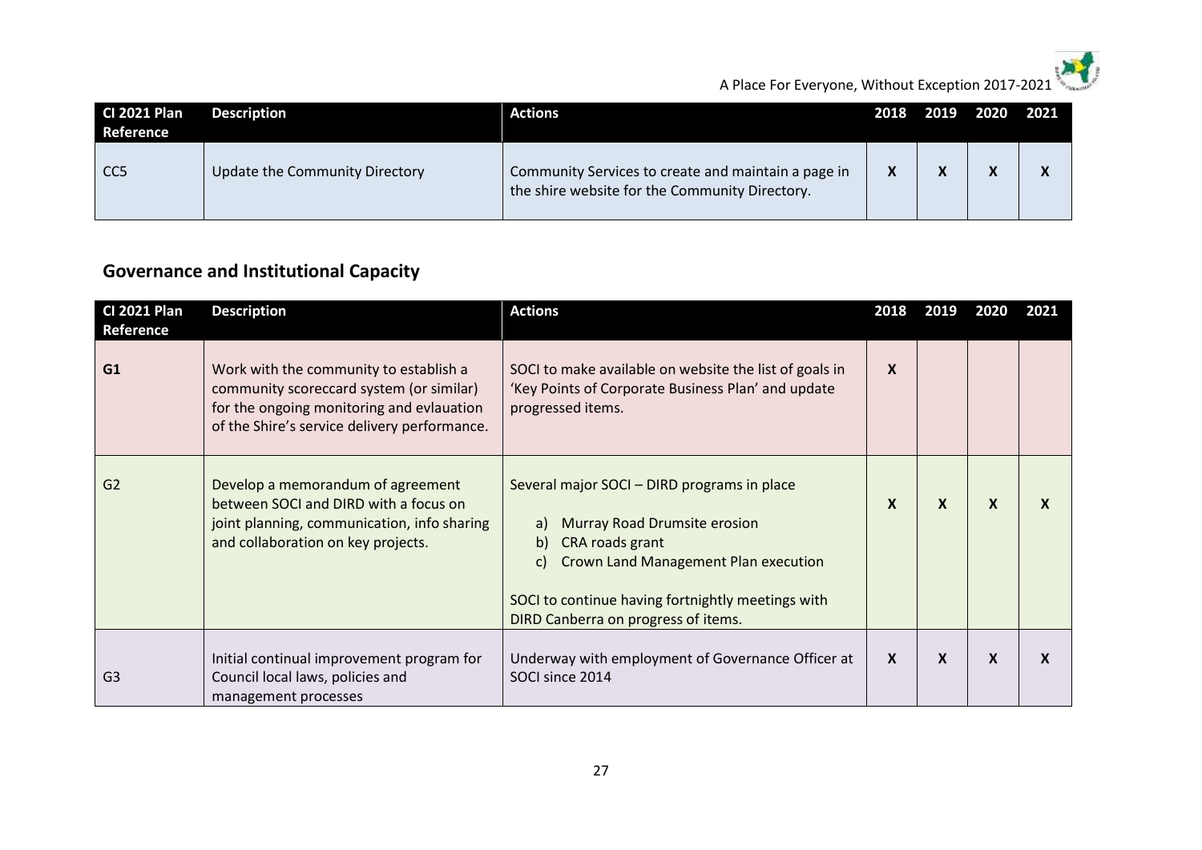| CI 2021 Plan Reference | Description | Actions | 2018 | 2019 | 2020 | 2021 |
|---|---|---|---|---|---|---|
| CC5 | Update the Community Directory | Community Services to create and maintain a page in the shire website for the Community Directory. | X | X | X | X |

## Governance and Institutional Capacity

| CI 2021 Plan Reference | Description | Actions | 2018 | 2019 | 2020 | 2021 |
|---|---|---|---|---|---|---|
| **G1** | Work with the community to establish a community scoreccard system (or similar) for the ongoing monitoring and evlauation of the Shire's service delivery performance. | SOCI to make available on website the list of goals in 'Key Points of Corporate Business Plan' and update progressed items. | X | | | |
| G2 | Develop a memorandum of agreement between SOCI and DIRD with a focus on joint planning, communication, info sharing and collaboration on key projects. | Several major SOCI – DIRD programs in place<br>a) Murray Road Drumsite erosion<br>b) CRA roads grant<br>c) Crown Land Management Plan execution<br><br>SOCI to continue having fortnightly meetings with DIRD Canberra on progress of items. | X | X | X | X |
| G3 | Initial continual improvement program for Council local laws, policies and management processes | Underway with employment of Governance Officer at SOCI since 2014 | X | X | X | X |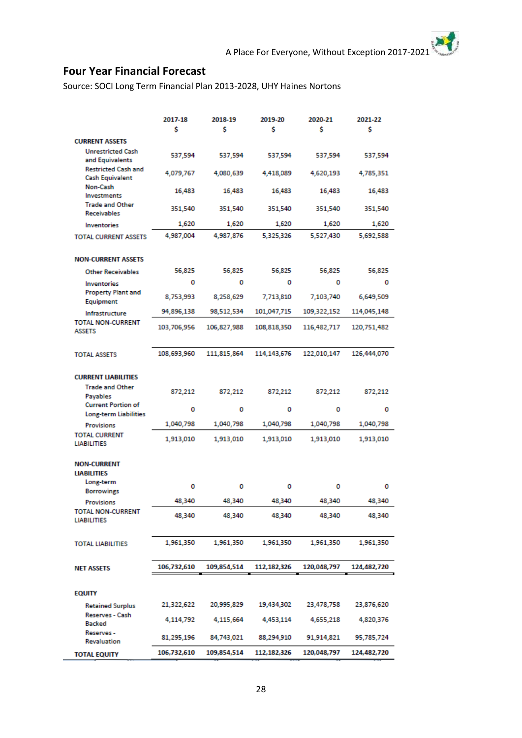## Four Year Financial Forecast

Source: SOCI Long Term Financial Plan 2013-2028, UHY Haines Nortons

| | 2017-18<br>$ | 2018-19<br>$ | 2019-20<br>$ | 2020-21<br>$ | 2021-22<br>$ |
|---|---|---|---|---|---|
| **CURRENT ASSETS** | | | | | |
| Unrestricted Cash and Equivalents | 537,594 | 537,594 | 537,594 | 537,594 | 537,594 |
| Restricted Cash and Cash Equivalent | 4,079,767 | 4,080,639 | 4,418,089 | 4,620,193 | 4,785,351 |
| Non-Cash Investments | 16,483 | 16,483 | 16,483 | 16,483 | 16,483 |
| Trade and Other Receivables | 351,540 | 351,540 | 351,540 | 351,540 | 351,540 |
| Inventories | 1,620 | 1,620 | 1,620 | 1,620 | 1,620 |
| TOTAL CURRENT ASSETS | 4,987,004 | 4,987,876 | 5,325,326 | 5,527,430 | 5,692,588 |
| **NON-CURRENT ASSETS** | | | | | |
| Other Receivables | 56,825 | 56,825 | 56,825 | 56,825 | 56,825 |
| Inventories | 0 | 0 | 0 | 0 | 0 |
| Property Plant and Equipment | 8,753,993 | 8,258,629 | 7,713,810 | 7,103,740 | 6,649,509 |
| Infrastructure | 94,896,138 | 98,512,534 | 101,047,715 | 109,322,152 | 114,045,148 |
| TOTAL NON-CURRENT ASSETS | 103,706,956 | 106,827,988 | 108,818,350 | 116,482,717 | 120,751,482 |
| TOTAL ASSETS | 108,693,960 | 111,815,864 | 114,143,676 | 122,010,147 | 126,444,070 |
| **CURRENT LIABILITIES** | | | | | |
| Trade and Other Payables | 872,212 | 872,212 | 872,212 | 872,212 | 872,212 |
| Current Portion of Long-term Liabilities | 0 | 0 | 0 | 0 | 0 |
| Provisions | 1,040,798 | 1,040,798 | 1,040,798 | 1,040,798 | 1,040,798 |
| TOTAL CURRENT LIABILITIES | 1,913,010 | 1,913,010 | 1,913,010 | 1,913,010 | 1,913,010 |
| **NON-CURRENT LIABILITIES** | | | | | |
| Long-term Borrowings | 0 | 0 | 0 | 0 | 0 |
| Provisions | 48,340 | 48,340 | 48,340 | 48,340 | 48,340 |
| TOTAL NON-CURRENT LIABILITIES | 48,340 | 48,340 | 48,340 | 48,340 | 48,340 |
| TOTAL LIABILITIES | 1,961,350 | 1,961,350 | 1,961,350 | 1,961,350 | 1,961,350 |
| **NET ASSETS** | **106,732,610** | **109,854,514** | **112,182,326** | **120,048,797** | **124,482,720** |
| **EQUITY** | | | | | |
| Retained Surplus | 21,322,622 | 20,995,829 | 19,434,302 | 23,478,758 | 23,876,620 |
| Reserves - Cash Backed | 4,114,792 | 4,115,664 | 4,453,114 | 4,655,218 | 4,820,376 |
| Reserves - Revaluation | 81,295,196 | 84,743,021 | 88,294,910 | 91,914,821 | 95,785,724 |
| **TOTAL EQUITY** | **106,732,610** | **109,854,514** | **112,182,326** | **120,048,797** | **124,482,720** |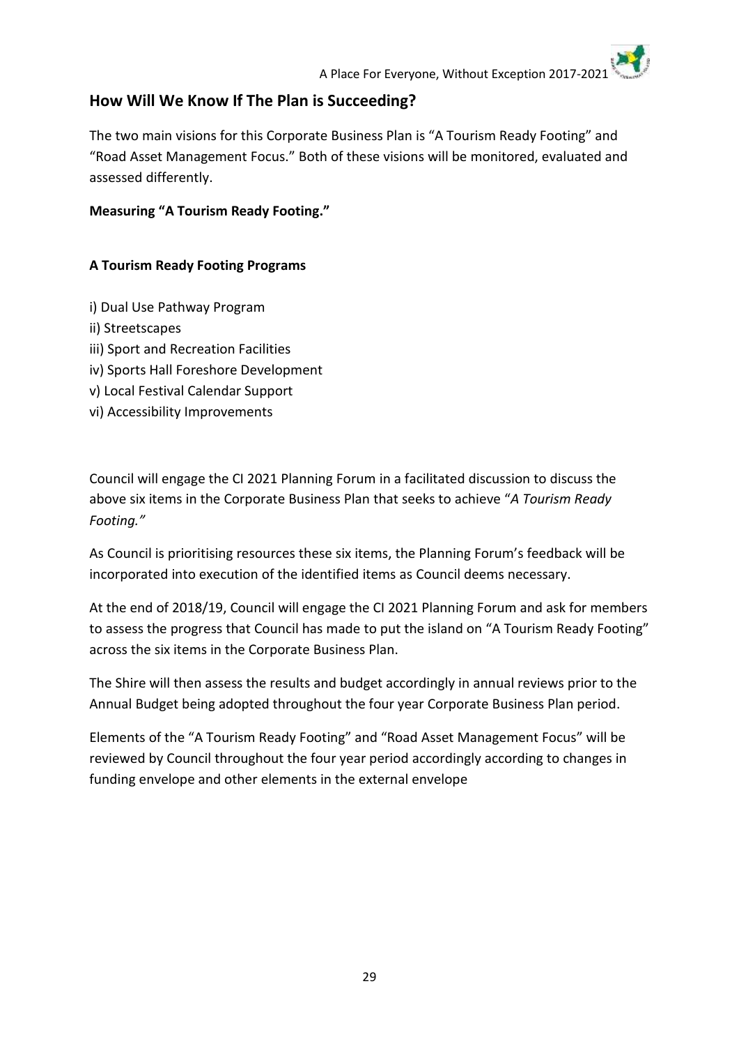## How Will We Know If The Plan is Succeeding?

The two main visions for this Corporate Business Plan is "A Tourism Ready Footing" and "Road Asset Management Focus." Both of these visions will be monitored, evaluated and assessed differently.

**Measuring "A Tourism Ready Footing."**

**A Tourism Ready Footing Programs**

i) Dual Use Pathway Program
ii) Streetscapes
iii) Sport and Recreation Facilities
iv) Sports Hall Foreshore Development
v) Local Festival Calendar Support
vi) Accessibility Improvements

Council will engage the CI 2021 Planning Forum in a facilitated discussion to discuss the above six items in the Corporate Business Plan that seeks to achieve "*A Tourism Ready Footing.*"

As Council is prioritising resources these six items, the Planning Forum's feedback will be incorporated into execution of the identified items as Council deems necessary.

At the end of 2018/19, Council will engage the CI 2021 Planning Forum and ask for members to assess the progress that Council has made to put the island on "A Tourism Ready Footing" across the six items in the Corporate Business Plan.

The Shire will then assess the results and budget accordingly in annual reviews prior to the Annual Budget being adopted throughout the four year Corporate Business Plan period.

Elements of the "A Tourism Ready Footing" and "Road Asset Management Focus" will be reviewed by Council throughout the four year period accordingly according to changes in funding envelope and other elements in the external envelope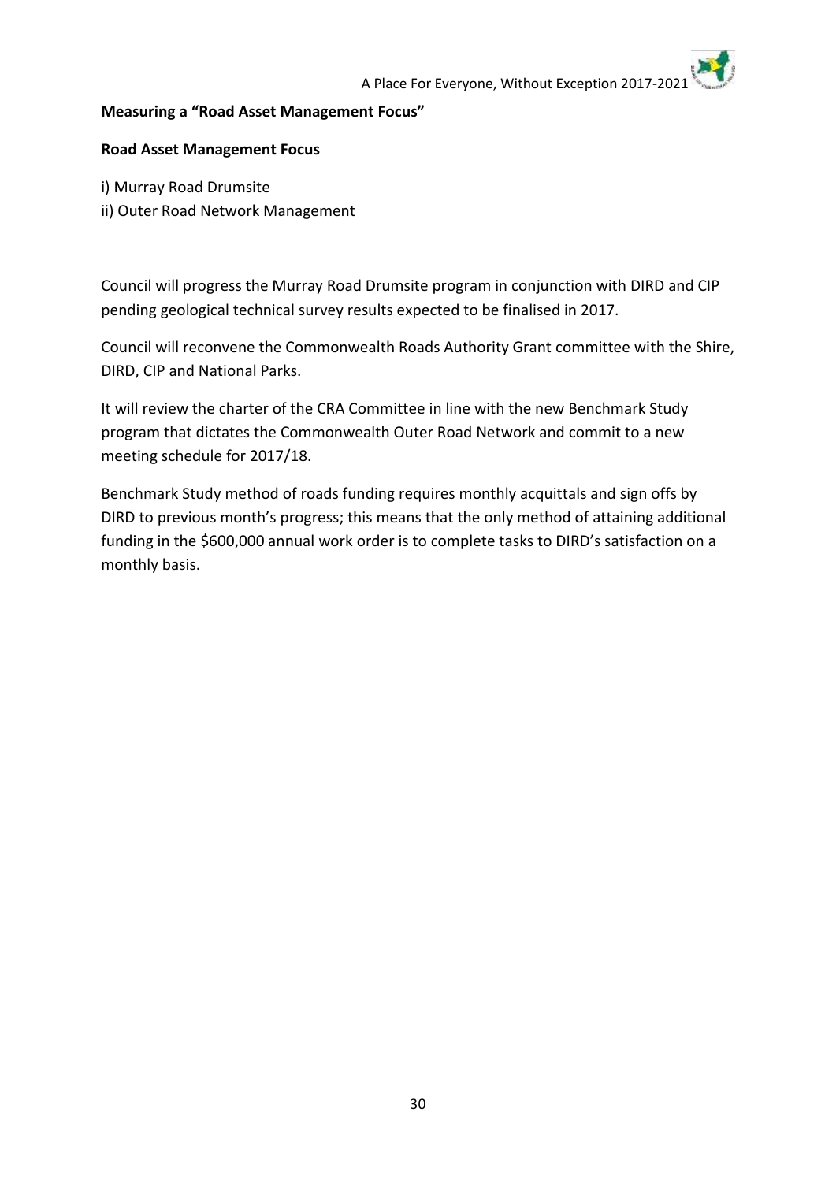## Measuring a "Road Asset Management Focus"

### Road Asset Management Focus

i) Murray Road Drumsite
ii) Outer Road Network Management

Council will progress the Murray Road Drumsite program in conjunction with DIRD and CIP pending geological technical survey results expected to be finalised in 2017.

Council will reconvene the Commonwealth Roads Authority Grant committee with the Shire, DIRD, CIP and National Parks.

It will review the charter of the CRA Committee in line with the new Benchmark Study program that dictates the Commonwealth Outer Road Network and commit to a new meeting schedule for 2017/18.

Benchmark Study method of roads funding requires monthly acquittals and sign offs by DIRD to previous month's progress; this means that the only method of attaining additional funding in the $600,000 annual work order is to complete tasks to DIRD's satisfaction on a monthly basis.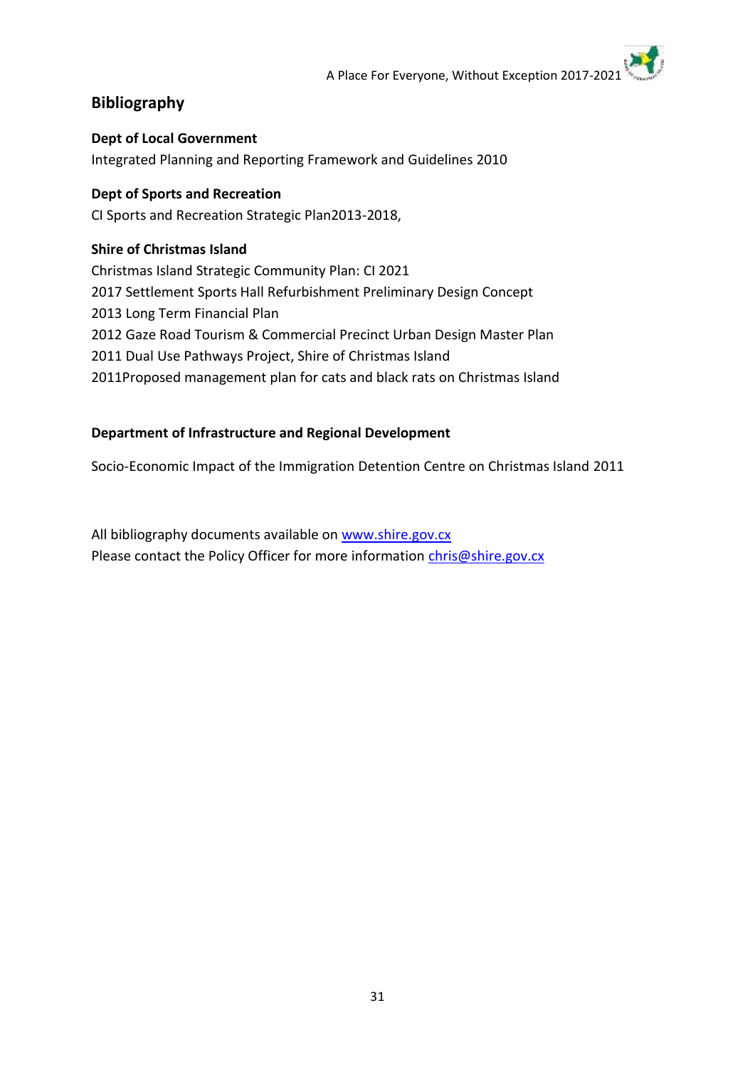## Bibliography

**Dept of Local Government**

Integrated Planning and Reporting Framework and Guidelines 2010

**Dept of Sports and Recreation**

CI Sports and Recreation Strategic Plan2013-2018,

**Shire of Christmas Island**

Christmas Island Strategic Community Plan: CI 2021
2017 Settlement Sports Hall Refurbishment Preliminary Design Concept
2013 Long Term Financial Plan
2012 Gaze Road Tourism & Commercial Precinct Urban Design Master Plan
2011 Dual Use Pathways Project, Shire of Christmas Island
2011Proposed management plan for cats and black rats on Christmas Island

**Department of Infrastructure and Regional Development**

Socio-Economic Impact of the Immigration Detention Centre on Christmas Island 2011

All bibliography documents available on www.shire.gov.cx
Please contact the Policy Officer for more information chris@shire.gov.cx